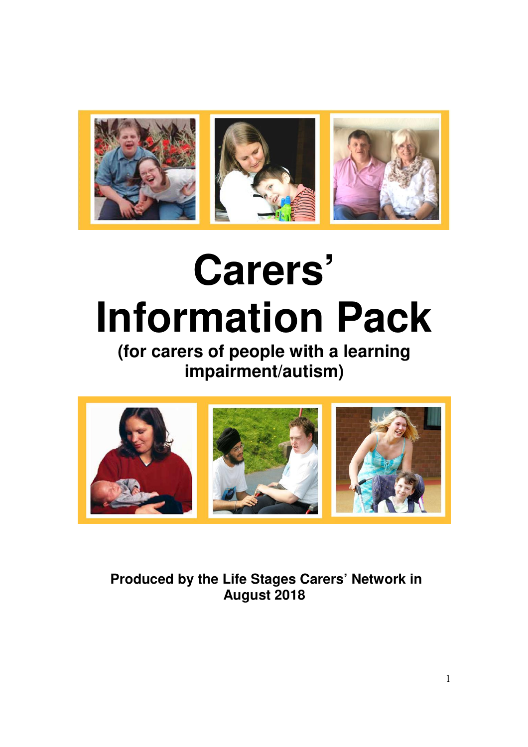# Carers' Information Pack

**(for carers of people with a learning impairment/autism)**

**Produced by the Life Stages Carers' Network in August 2018**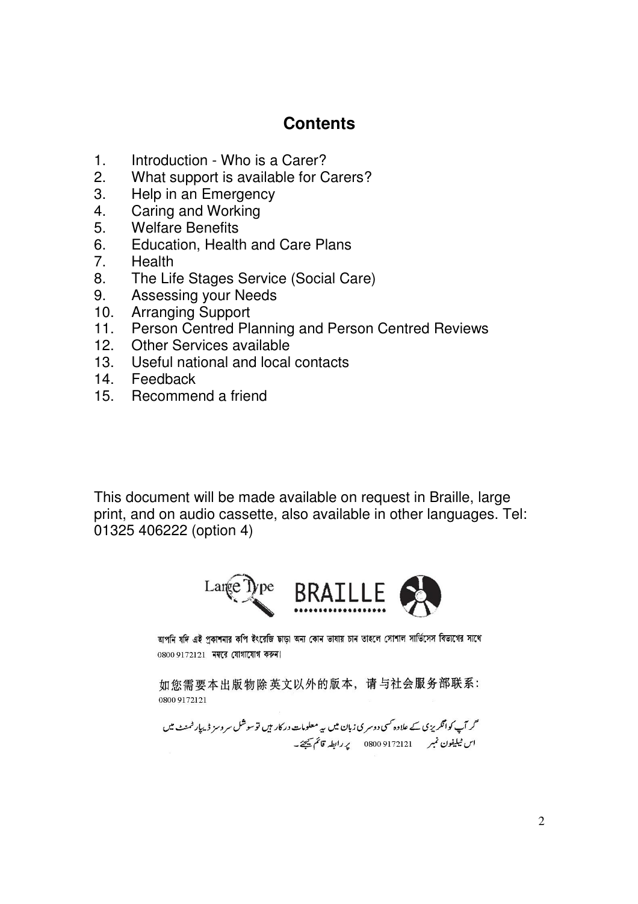# Contents

1. Introduction - Who is a Carer?
2. What support is available for Carers?
3. Help in an Emergency
4. Caring and Working
5. Welfare Benefits
6. Education, Health and Care Plans
7. Health
8. The Life Stages Service (Social Care)
9. Assessing your Needs
10. Arranging Support
11. Person Centred Planning and Person Centred Reviews
12. Other Services available
13. Useful national and local contacts
14. Feedback
15. Recommend a friend

This document will be made available on request in Braille, large print, and on audio cassette, also available in other languages. Tel: 01325 406222 (option 4)

Large Type BRAILLE

আপনি যদি এই প্রকাশনার কপি ইংরেজি ছাড়া অন্য কোন ভাষায় চান তাহলে সোশাল সার্ভিসেস বিভাগের সাথে 0800 9172121 নম্বরে যোগাযোগ করুন।

如您需要本出版物除英文以外的版本，请与社会服务部联系：0800 9172121

گر آپ کو انگریزی کے علاوہ کسی دوسری زبان میں یہ معلومات درکار ہیں تو سوشل سروسز ڈیپارٹمنٹ میں اس ٹیلیفون نمبر 0800 9172121 پر رابطہ قائم کیجئے۔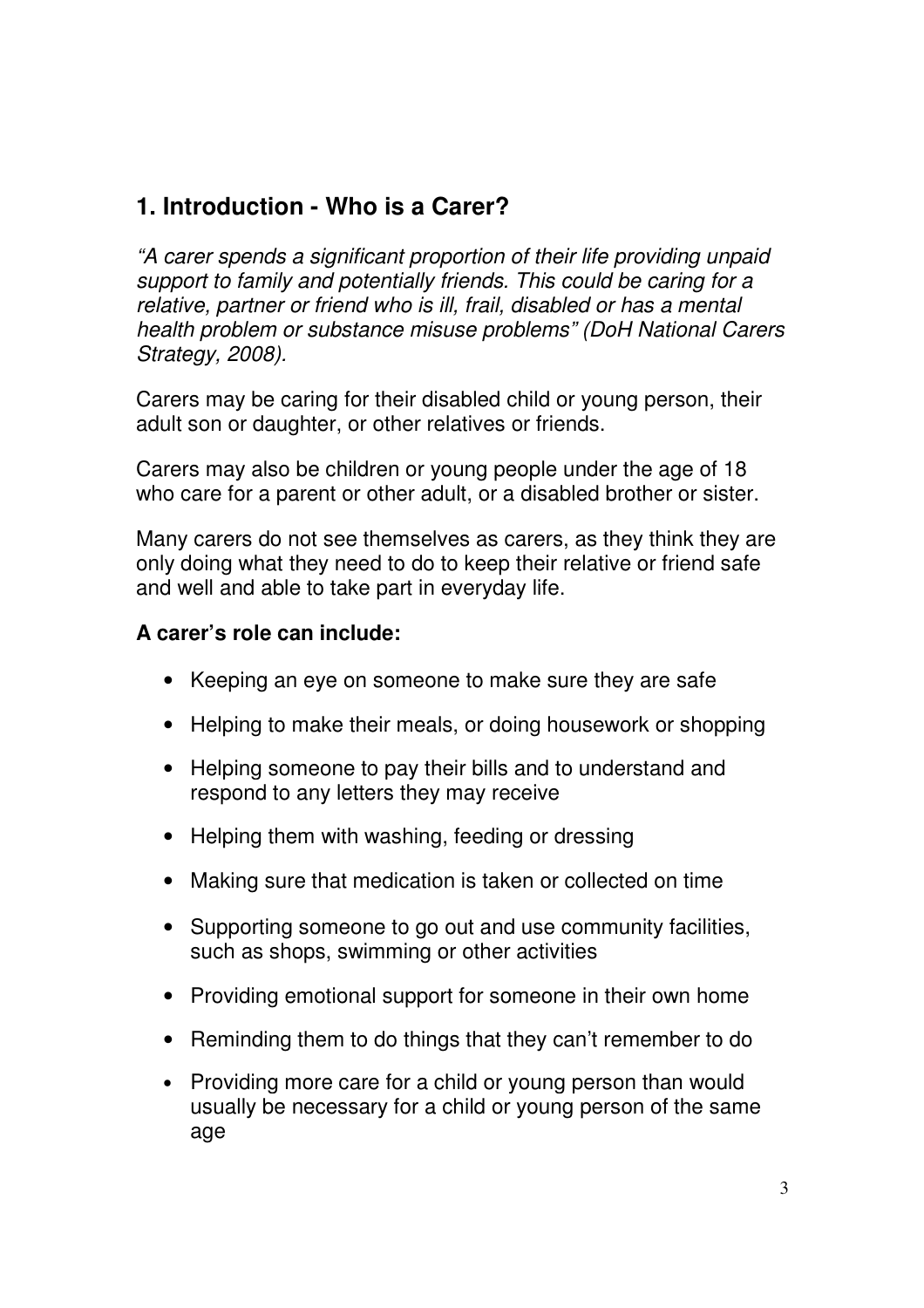## 1. Introduction - Who is a Carer?

*"A carer spends a significant proportion of their life providing unpaid support to family and potentially friends. This could be caring for a relative, partner or friend who is ill, frail, disabled or has a mental health problem or substance misuse problems" (DoH National Carers Strategy, 2008).*

Carers may be caring for their disabled child or young person, their adult son or daughter, or other relatives or friends.

Carers may also be children or young people under the age of 18 who care for a parent or other adult, or a disabled brother or sister.

Many carers do not see themselves as carers, as they think they are only doing what they need to do to keep their relative or friend safe and well and able to take part in everyday life.

**A carer's role can include:**

- Keeping an eye on someone to make sure they are safe
- Helping to make their meals, or doing housework or shopping
- Helping someone to pay their bills and to understand and respond to any letters they may receive
- Helping them with washing, feeding or dressing
- Making sure that medication is taken or collected on time
- Supporting someone to go out and use community facilities, such as shops, swimming or other activities
- Providing emotional support for someone in their own home
- Reminding them to do things that they can't remember to do
- Providing more care for a child or young person than would usually be necessary for a child or young person of the same age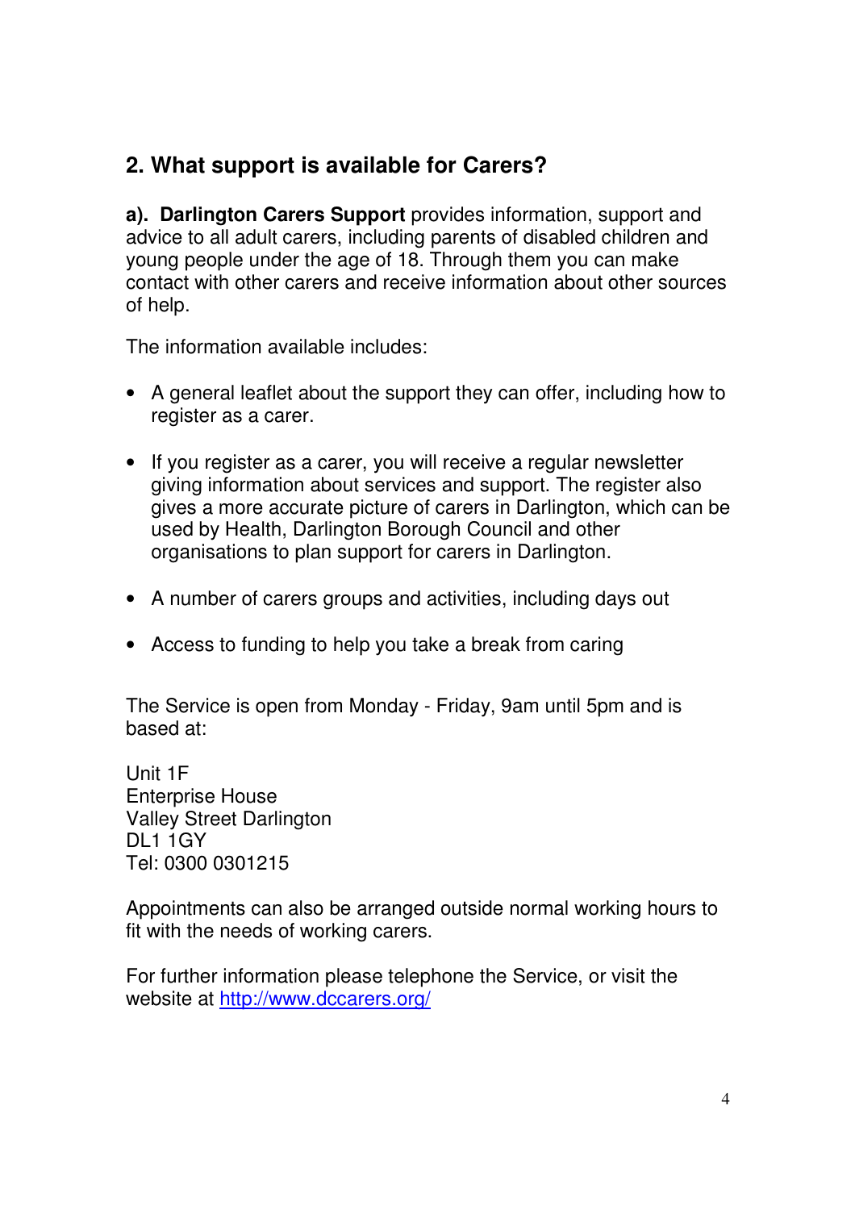## 2. What support is available for Carers?

**a). Darlington Carers Support** provides information, support and advice to all adult carers, including parents of disabled children and young people under the age of 18. Through them you can make contact with other carers and receive information about other sources of help.

The information available includes:

- A general leaflet about the support they can offer, including how to register as a carer.
- If you register as a carer, you will receive a regular newsletter giving information about services and support. The register also gives a more accurate picture of carers in Darlington, which can be used by Health, Darlington Borough Council and other organisations to plan support for carers in Darlington.
- A number of carers groups and activities, including days out
- Access to funding to help you take a break from caring

The Service is open from Monday - Friday, 9am until 5pm and is based at:

Unit 1F
Enterprise House
Valley Street Darlington
DL1 1GY
Tel: 0300 0301215

Appointments can also be arranged outside normal working hours to fit with the needs of working carers.

For further information please telephone the Service, or visit the website at http://www.dccarers.org/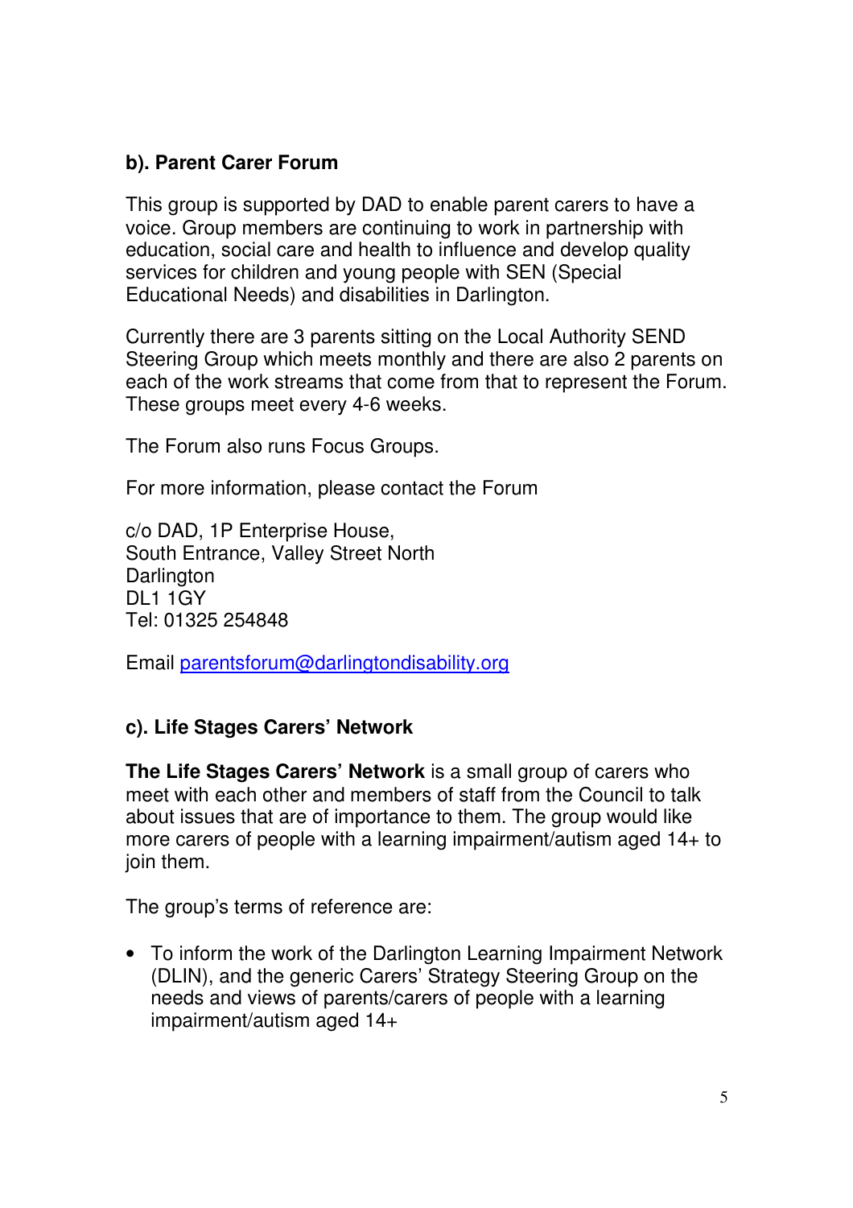### b). Parent Carer Forum

This group is supported by DAD to enable parent carers to have a voice. Group members are continuing to work in partnership with education, social care and health to influence and develop quality services for children and young people with SEN (Special Educational Needs) and disabilities in Darlington.

Currently there are 3 parents sitting on the Local Authority SEND Steering Group which meets monthly and there are also 2 parents on each of the work streams that come from that to represent the Forum. These groups meet every 4-6 weeks.

The Forum also runs Focus Groups.

For more information, please contact the Forum

c/o DAD, 1P Enterprise House,
South Entrance, Valley Street North
Darlington
DL1 1GY
Tel: 01325 254848

Email parentsforum@darlingtondisability.org

### c). Life Stages Carers' Network

**The Life Stages Carers' Network** is a small group of carers who meet with each other and members of staff from the Council to talk about issues that are of importance to them. The group would like more carers of people with a learning impairment/autism aged 14+ to join them.

The group's terms of reference are:

- To inform the work of the Darlington Learning Impairment Network (DLIN), and the generic Carers' Strategy Steering Group on the needs and views of parents/carers of people with a learning impairment/autism aged 14+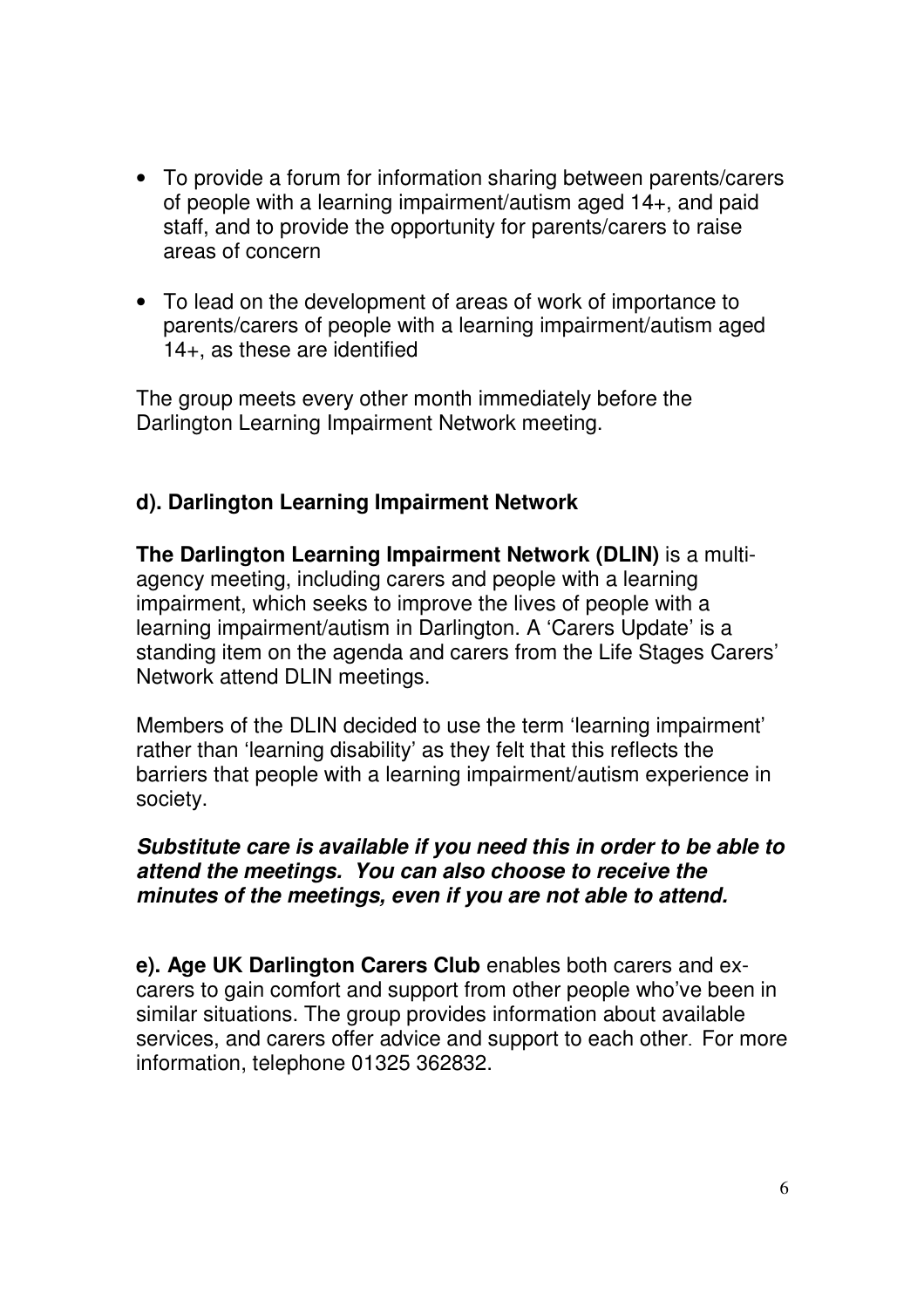- To provide a forum for information sharing between parents/carers of people with a learning impairment/autism aged 14+, and paid staff, and to provide the opportunity for parents/carers to raise areas of concern
- To lead on the development of areas of work of importance to parents/carers of people with a learning impairment/autism aged 14+, as these are identified

The group meets every other month immediately before the Darlington Learning Impairment Network meeting.

**d). Darlington Learning Impairment Network**

**The Darlington Learning Impairment Network (DLIN)** is a multi-agency meeting, including carers and people with a learning impairment, which seeks to improve the lives of people with a learning impairment/autism in Darlington. A 'Carers Update' is a standing item on the agenda and carers from the Life Stages Carers' Network attend DLIN meetings.

Members of the DLIN decided to use the term 'learning impairment' rather than 'learning disability' as they felt that this reflects the barriers that people with a learning impairment/autism experience in society.

***Substitute care is available if you need this in order to be able to attend the meetings. You can also choose to receive the minutes of the meetings, even if you are not able to attend.***

**e). Age UK Darlington Carers Club** enables both carers and ex-carers to gain comfort and support from other people who've been in similar situations. The group provides information about available services, and carers offer advice and support to each other. For more information, telephone 01325 362832.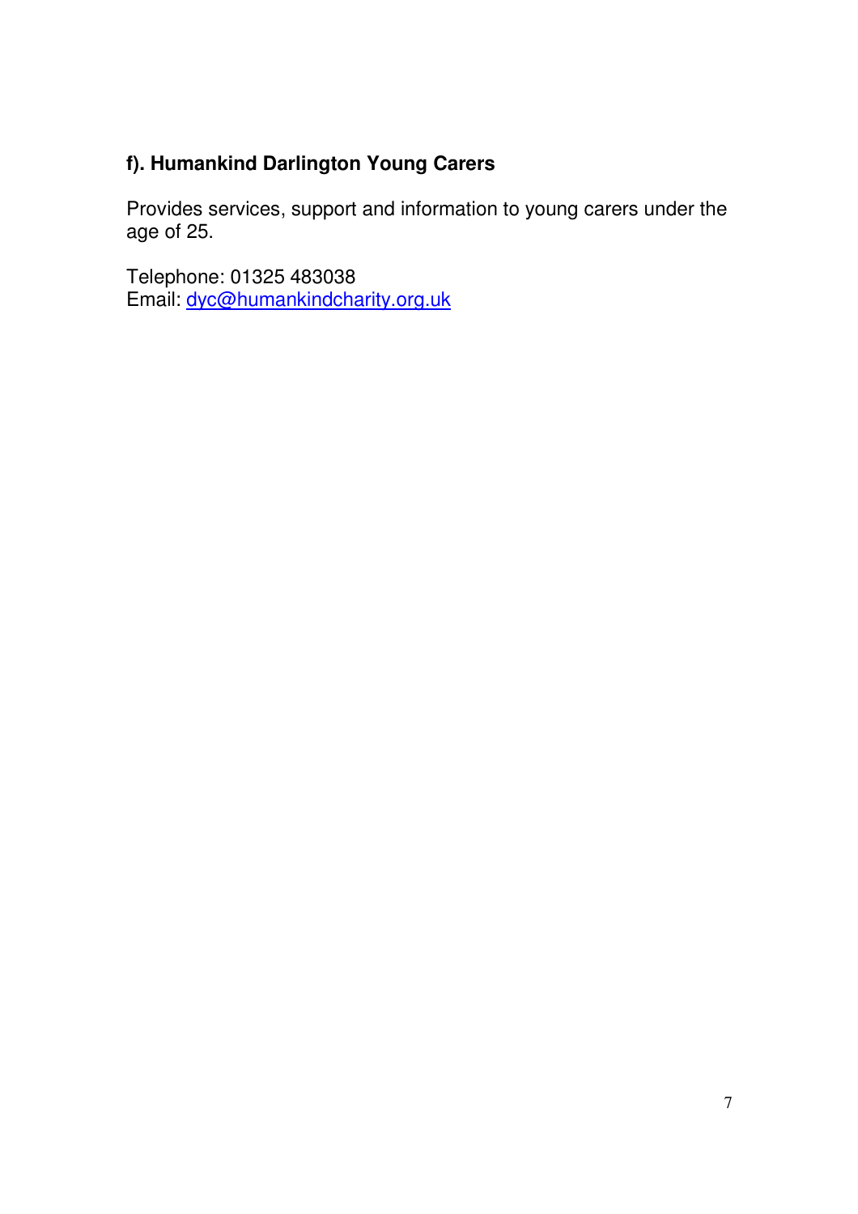**f). Humankind Darlington Young Carers**

Provides services, support and information to young carers under the age of 25.

Telephone: 01325 483038
Email: dyc@humankindcharity.org.uk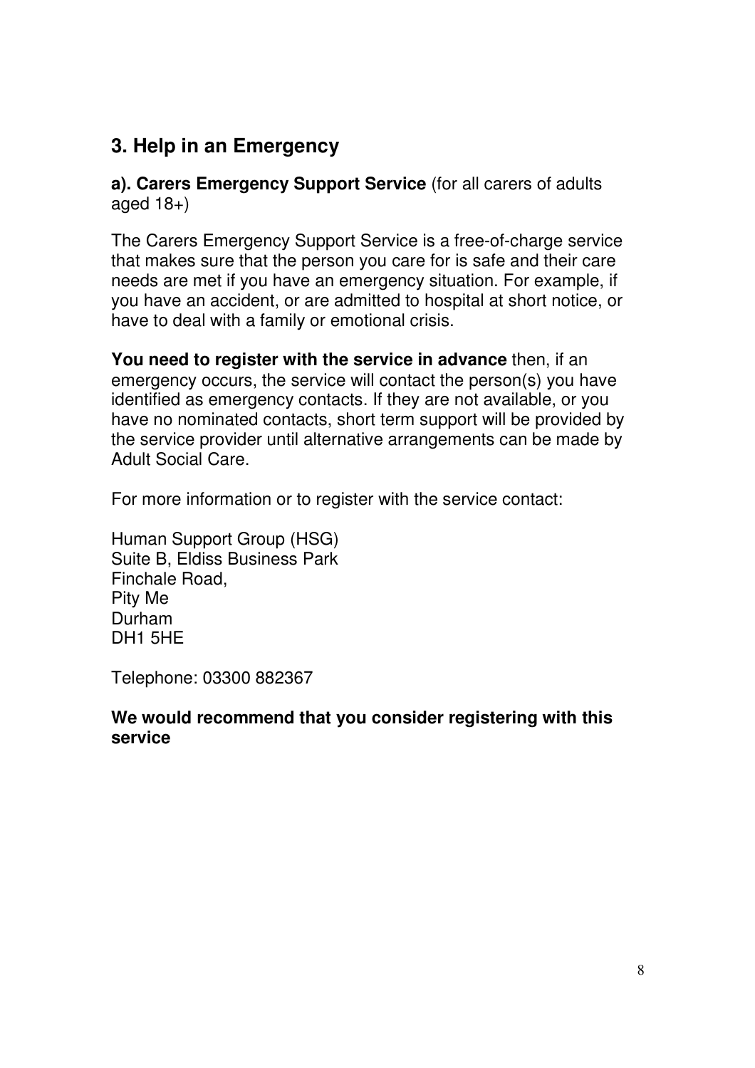## 3. Help in an Emergency

**a). Carers Emergency Support Service** (for all carers of adults aged 18+)

The Carers Emergency Support Service is a free-of-charge service that makes sure that the person you care for is safe and their care needs are met if you have an emergency situation. For example, if you have an accident, or are admitted to hospital at short notice, or have to deal with a family or emotional crisis.

**You need to register with the service in advance** then, if an emergency occurs, the service will contact the person(s) you have identified as emergency contacts. If they are not available, or you have no nominated contacts, short term support will be provided by the service provider until alternative arrangements can be made by Adult Social Care.

For more information or to register with the service contact:

Human Support Group (HSG)
Suite B, Eldiss Business Park
Finchale Road,
Pity Me
Durham
DH1 5HE

Telephone: 03300 882367

**We would recommend that you consider registering with this service**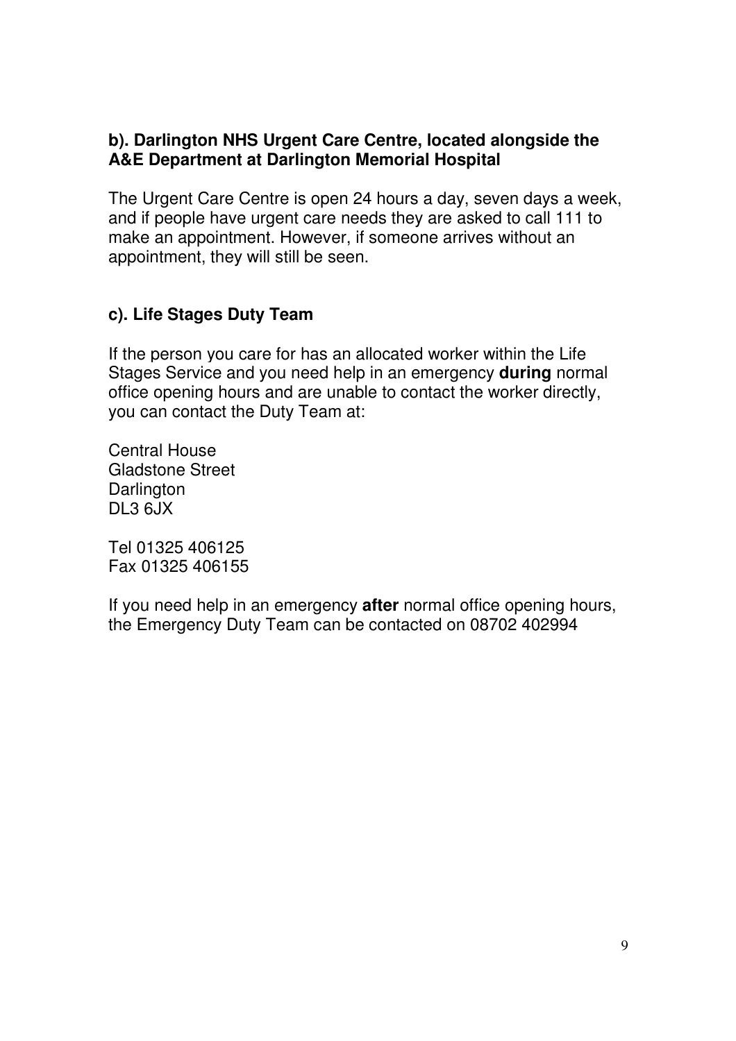### b). Darlington NHS Urgent Care Centre, located alongside the A&E Department at Darlington Memorial Hospital

The Urgent Care Centre is open 24 hours a day, seven days a week, and if people have urgent care needs they are asked to call 111 to make an appointment. However, if someone arrives without an appointment, they will still be seen.

### c). Life Stages Duty Team

If the person you care for has an allocated worker within the Life Stages Service and you need help in an emergency **during** normal office opening hours and are unable to contact the worker directly, you can contact the Duty Team at:

Central House
Gladstone Street
Darlington
DL3 6JX

Tel 01325 406125
Fax 01325 406155

If you need help in an emergency **after** normal office opening hours, the Emergency Duty Team can be contacted on 08702 402994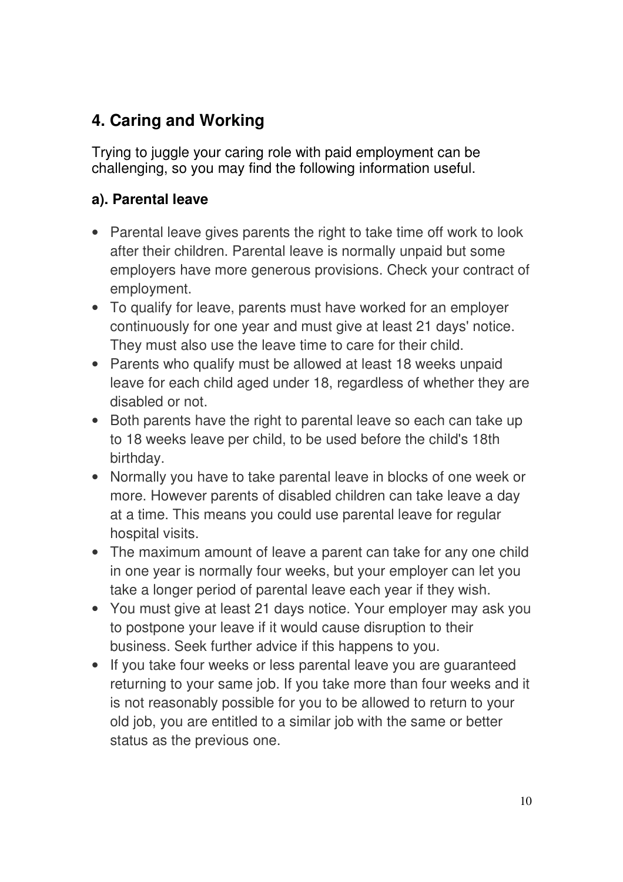## 4. Caring and Working

Trying to juggle your caring role with paid employment can be challenging, so you may find the following information useful.

### a). Parental leave

- Parental leave gives parents the right to take time off work to look after their children. Parental leave is normally unpaid but some employers have more generous provisions. Check your contract of employment.
- To qualify for leave, parents must have worked for an employer continuously for one year and must give at least 21 days' notice. They must also use the leave time to care for their child.
- Parents who qualify must be allowed at least 18 weeks unpaid leave for each child aged under 18, regardless of whether they are disabled or not.
- Both parents have the right to parental leave so each can take up to 18 weeks leave per child, to be used before the child's 18th birthday.
- Normally you have to take parental leave in blocks of one week or more. However parents of disabled children can take leave a day at a time. This means you could use parental leave for regular hospital visits.
- The maximum amount of leave a parent can take for any one child in one year is normally four weeks, but your employer can let you take a longer period of parental leave each year if they wish.
- You must give at least 21 days notice. Your employer may ask you to postpone your leave if it would cause disruption to their business. Seek further advice if this happens to you.
- If you take four weeks or less parental leave you are guaranteed returning to your same job. If you take more than four weeks and it is not reasonably possible for you to be allowed to return to your old job, you are entitled to a similar job with the same or better status as the previous one.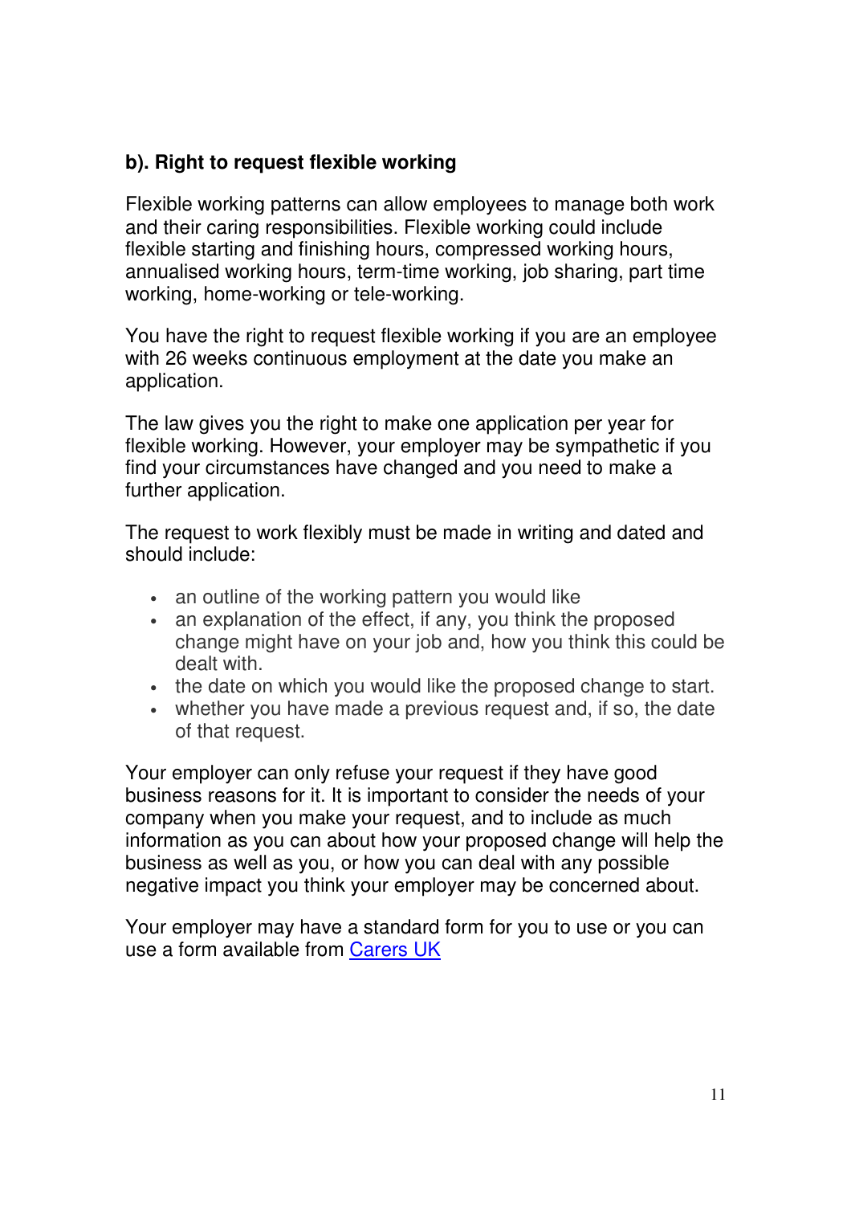### b). Right to request flexible working

Flexible working patterns can allow employees to manage both work and their caring responsibilities. Flexible working could include flexible starting and finishing hours, compressed working hours, annualised working hours, term-time working, job sharing, part time working, home-working or tele-working.

You have the right to request flexible working if you are an employee with 26 weeks continuous employment at the date you make an application.

The law gives you the right to make one application per year for flexible working. However, your employer may be sympathetic if you find your circumstances have changed and you need to make a further application.

The request to work flexibly must be made in writing and dated and should include:

- an outline of the working pattern you would like
- an explanation of the effect, if any, you think the proposed change might have on your job and, how you think this could be dealt with.
- the date on which you would like the proposed change to start.
- whether you have made a previous request and, if so, the date of that request.

Your employer can only refuse your request if they have good business reasons for it. It is important to consider the needs of your company when you make your request, and to include as much information as you can about how your proposed change will help the business as well as you, or how you can deal with any possible negative impact you think your employer may be concerned about.

Your employer may have a standard form for you to use or you can use a form available from Carers UK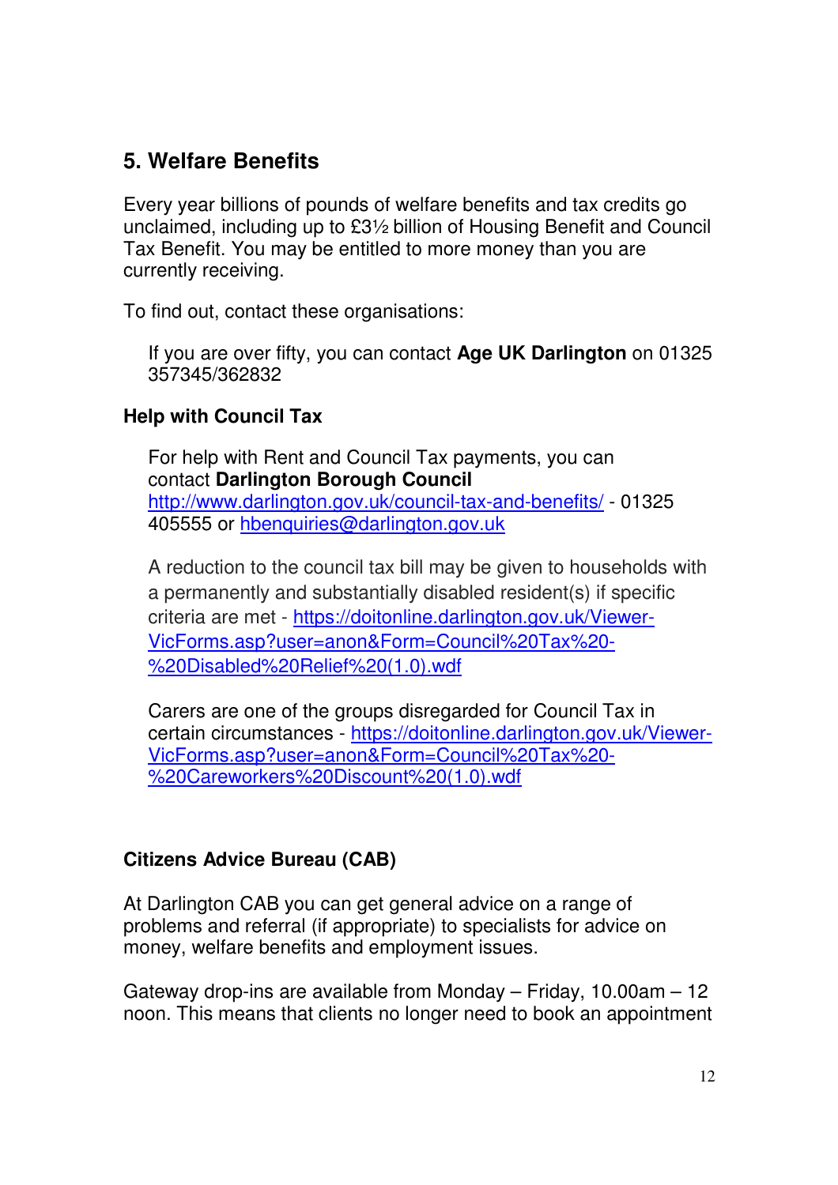## 5. Welfare Benefits

Every year billions of pounds of welfare benefits and tax credits go unclaimed, including up to £3½ billion of Housing Benefit and Council Tax Benefit. You may be entitled to more money than you are currently receiving.

To find out, contact these organisations:

If you are over fifty, you can contact **Age UK Darlington** on 01325 357345/362832

### Help with Council Tax

For help with Rent and Council Tax payments, you can contact **Darlington Borough Council** http://www.darlington.gov.uk/council-tax-and-benefits/ - 01325 405555 or hbenquiries@darlington.gov.uk

A reduction to the council tax bill may be given to households with a permanently and substantially disabled resident(s) if specific criteria are met - https://doitonline.darlington.gov.uk/Viewer-VicForms.asp?user=anon&Form=Council%20Tax%20-%20Disabled%20Relief%20(1.0).wdf

Carers are one of the groups disregarded for Council Tax in certain circumstances - https://doitonline.darlington.gov.uk/Viewer-VicForms.asp?user=anon&Form=Council%20Tax%20-%20Careworkers%20Discount%20(1.0).wdf

### Citizens Advice Bureau (CAB)

At Darlington CAB you can get general advice on a range of problems and referral (if appropriate) to specialists for advice on money, welfare benefits and employment issues.

Gateway drop-ins are available from Monday – Friday, 10.00am – 12 noon. This means that clients no longer need to book an appointment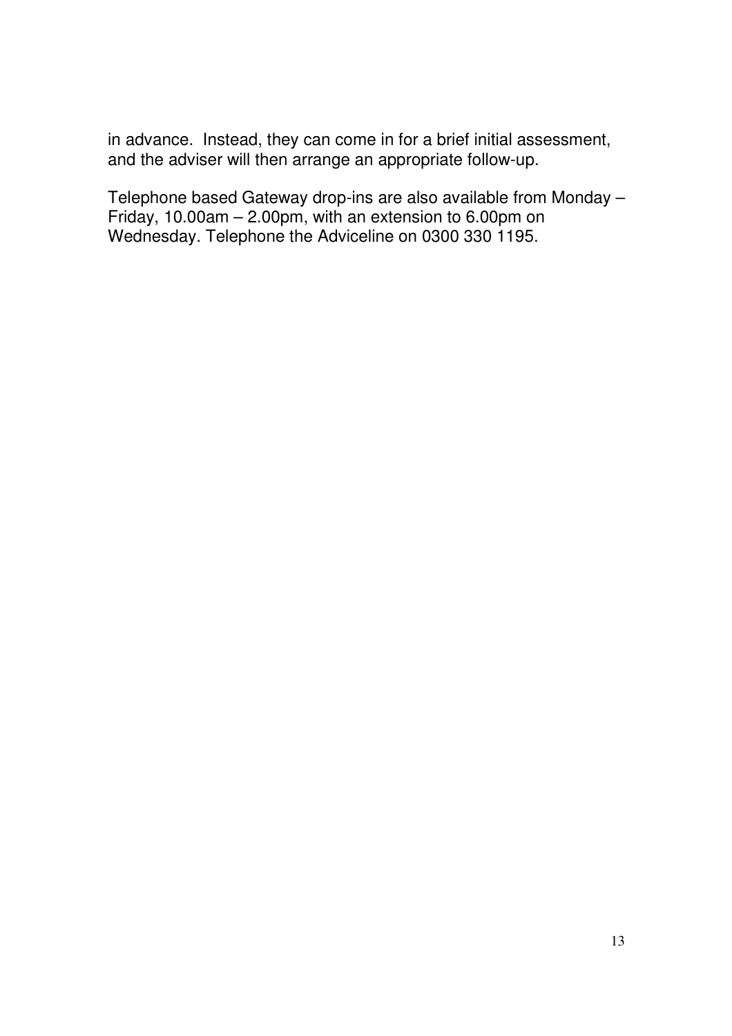in advance. Instead, they can come in for a brief initial assessment, and the adviser will then arrange an appropriate follow-up.

Telephone based Gateway drop-ins are also available from Monday – Friday, 10.00am – 2.00pm, with an extension to 6.00pm on Wednesday. Telephone the Adviceline on 0300 330 1195.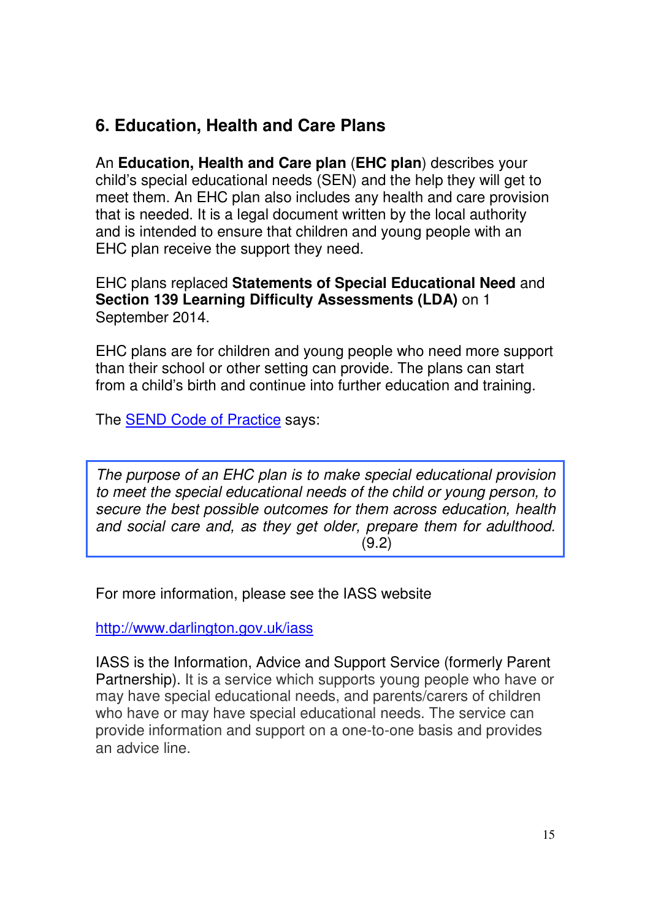## 6. Education, Health and Care Plans

An **Education, Health and Care plan** (**EHC plan**) describes your child's special educational needs (SEN) and the help they will get to meet them. An EHC plan also includes any health and care provision that is needed. It is a legal document written by the local authority and is intended to ensure that children and young people with an EHC plan receive the support they need.

EHC plans replaced **Statements of Special Educational Need** and **Section 139 Learning Difficulty Assessments (LDA)** on 1 September 2014.

EHC plans are for children and young people who need more support than their school or other setting can provide. The plans can start from a child's birth and continue into further education and training.

The [SEND Code of Practice]() says:

> *The purpose of an EHC plan is to make special educational provision to meet the special educational needs of the child or young person, to secure the best possible outcomes for them across education, health and social care and, as they get older, prepare them for adulthood.* (9.2)

For more information, please see the IASS website

[http://www.darlington.gov.uk/iass](http://www.darlington.gov.uk/iass)

IASS is the Information, Advice and Support Service (formerly Parent Partnership). It is a service which supports young people who have or may have special educational needs, and parents/carers of children who have or may have special educational needs. The service can provide information and support on a one-to-one basis and provides an advice line.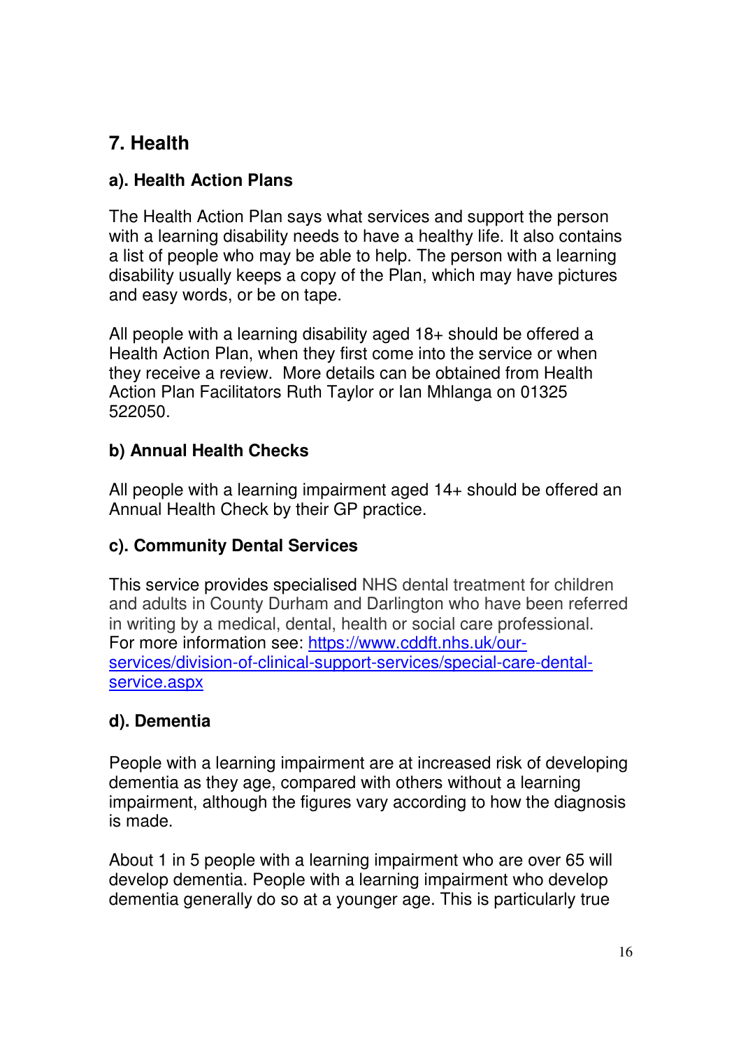## 7. Health

### a). Health Action Plans

The Health Action Plan says what services and support the person with a learning disability needs to have a healthy life. It also contains a list of people who may be able to help. The person with a learning disability usually keeps a copy of the Plan, which may have pictures and easy words, or be on tape.

All people with a learning disability aged 18+ should be offered a Health Action Plan, when they first come into the service or when they receive a review. More details can be obtained from Health Action Plan Facilitators Ruth Taylor or Ian Mhlanga on 01325 522050.

### b) Annual Health Checks

All people with a learning impairment aged 14+ should be offered an Annual Health Check by their GP practice.

### c). Community Dental Services

This service provides specialised NHS dental treatment for children and adults in County Durham and Darlington who have been referred in writing by a medical, dental, health or social care professional. For more information see: [https://www.cddft.nhs.uk/our-services/division-of-clinical-support-services/special-care-dental-service.aspx](https://www.cddft.nhs.uk/our-services/division-of-clinical-support-services/special-care-dental-service.aspx)

### d). Dementia

People with a learning impairment are at increased risk of developing dementia as they age, compared with others without a learning impairment, although the figures vary according to how the diagnosis is made.

About 1 in 5 people with a learning impairment who are over 65 will develop dementia. People with a learning impairment who develop dementia generally do so at a younger age. This is particularly true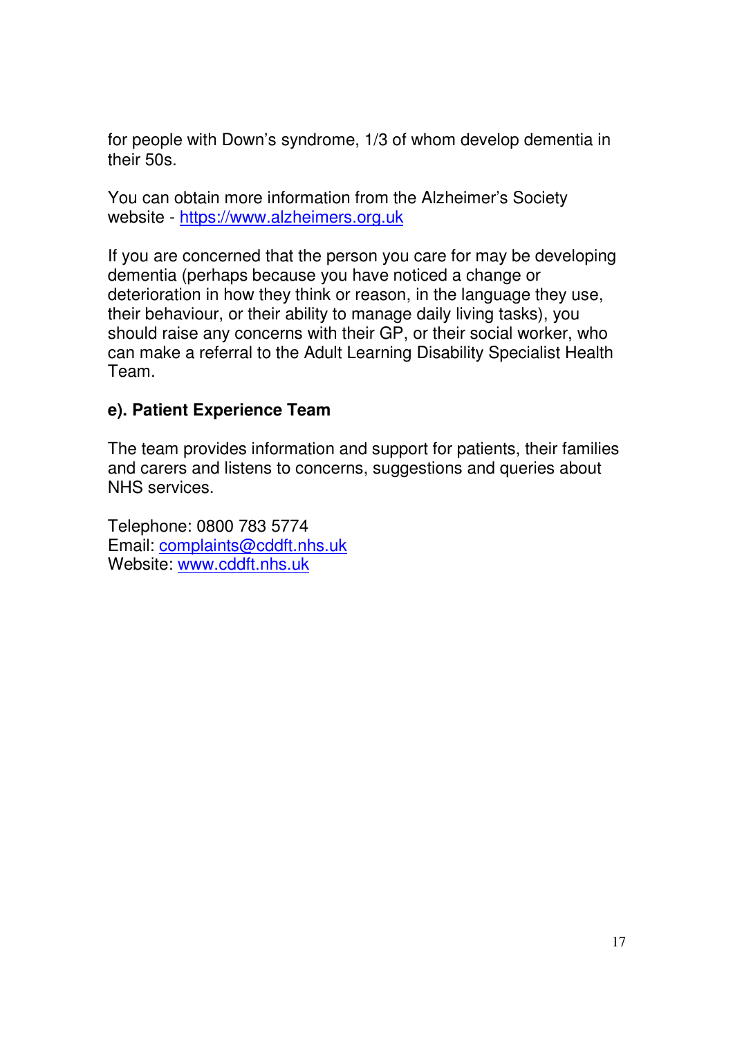for people with Down’s syndrome, 1/3 of whom develop dementia in their 50s.

You can obtain more information from the Alzheimer’s Society website - https://www.alzheimers.org.uk

If you are concerned that the person you care for may be developing dementia (perhaps because you have noticed a change or deterioration in how they think or reason, in the language they use, their behaviour, or their ability to manage daily living tasks), you should raise any concerns with their GP, or their social worker, who can make a referral to the Adult Learning Disability Specialist Health Team.

**e). Patient Experience Team**

The team provides information and support for patients, their families and carers and listens to concerns, suggestions and queries about NHS services.

Telephone: 0800 783 5774
Email: complaints@cddft.nhs.uk
Website: www.cddft.nhs.uk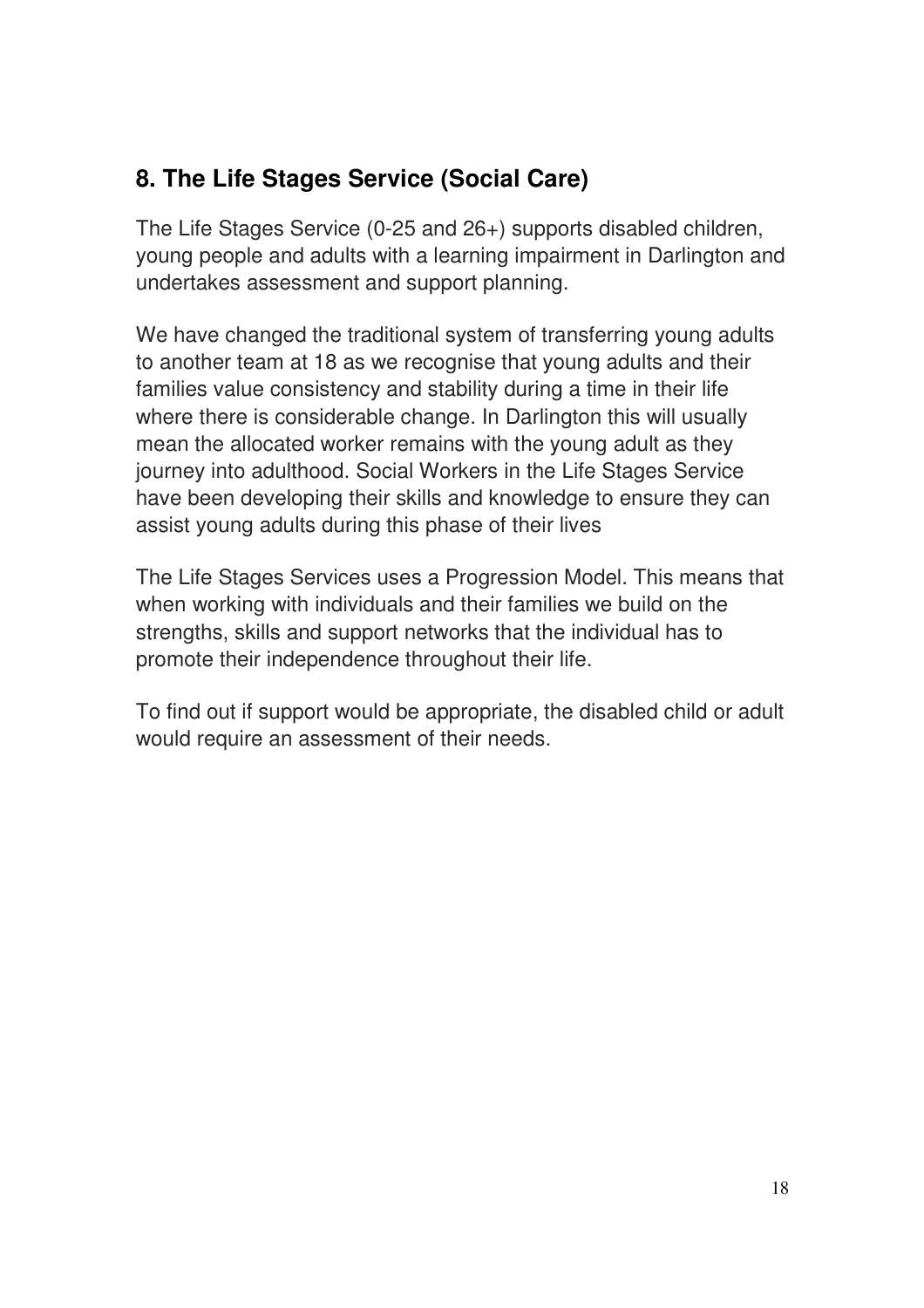## 8. The Life Stages Service (Social Care)

The Life Stages Service (0-25 and 26+) supports disabled children, young people and adults with a learning impairment in Darlington and undertakes assessment and support planning.

We have changed the traditional system of transferring young adults to another team at 18 as we recognise that young adults and their families value consistency and stability during a time in their life where there is considerable change. In Darlington this will usually mean the allocated worker remains with the young adult as they journey into adulthood. Social Workers in the Life Stages Service have been developing their skills and knowledge to ensure they can assist young adults during this phase of their lives

The Life Stages Services uses a Progression Model. This means that when working with individuals and their families we build on the strengths, skills and support networks that the individual has to promote their independence throughout their life.

To find out if support would be appropriate, the disabled child or adult would require an assessment of their needs.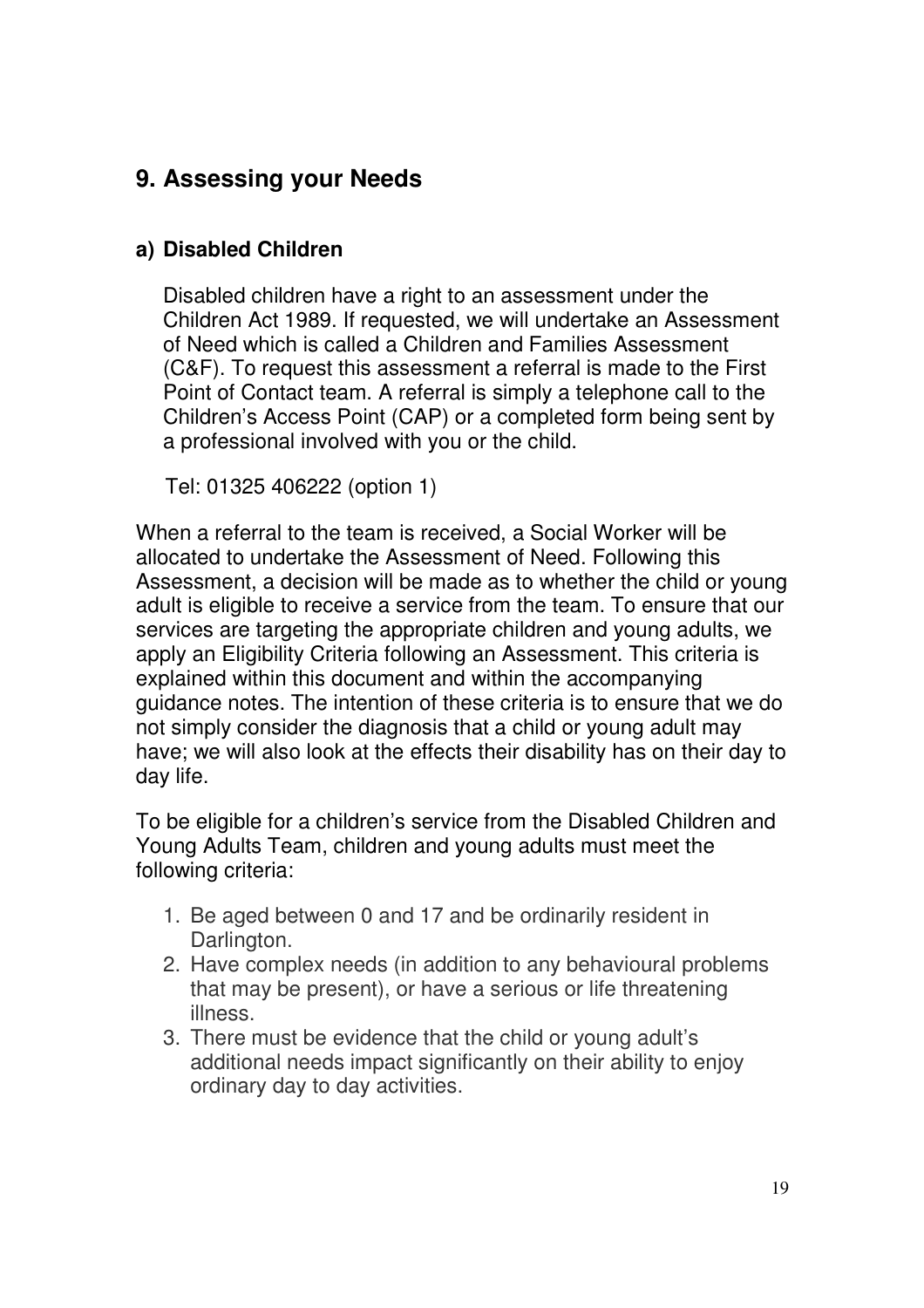## 9. Assessing your Needs

### a) Disabled Children

Disabled children have a right to an assessment under the Children Act 1989. If requested, we will undertake an Assessment of Need which is called a Children and Families Assessment (C&F). To request this assessment a referral is made to the First Point of Contact team. A referral is simply a telephone call to the Children's Access Point (CAP) or a completed form being sent by a professional involved with you or the child.

Tel: 01325 406222 (option 1)

When a referral to the team is received, a Social Worker will be allocated to undertake the Assessment of Need. Following this Assessment, a decision will be made as to whether the child or young adult is eligible to receive a service from the team. To ensure that our services are targeting the appropriate children and young adults, we apply an Eligibility Criteria following an Assessment. This criteria is explained within this document and within the accompanying guidance notes. The intention of these criteria is to ensure that we do not simply consider the diagnosis that a child or young adult may have; we will also look at the effects their disability has on their day to day life.

To be eligible for a children's service from the Disabled Children and Young Adults Team, children and young adults must meet the following criteria:

1. Be aged between 0 and 17 and be ordinarily resident in Darlington.
2. Have complex needs (in addition to any behavioural problems that may be present), or have a serious or life threatening illness.
3. There must be evidence that the child or young adult's additional needs impact significantly on their ability to enjoy ordinary day to day activities.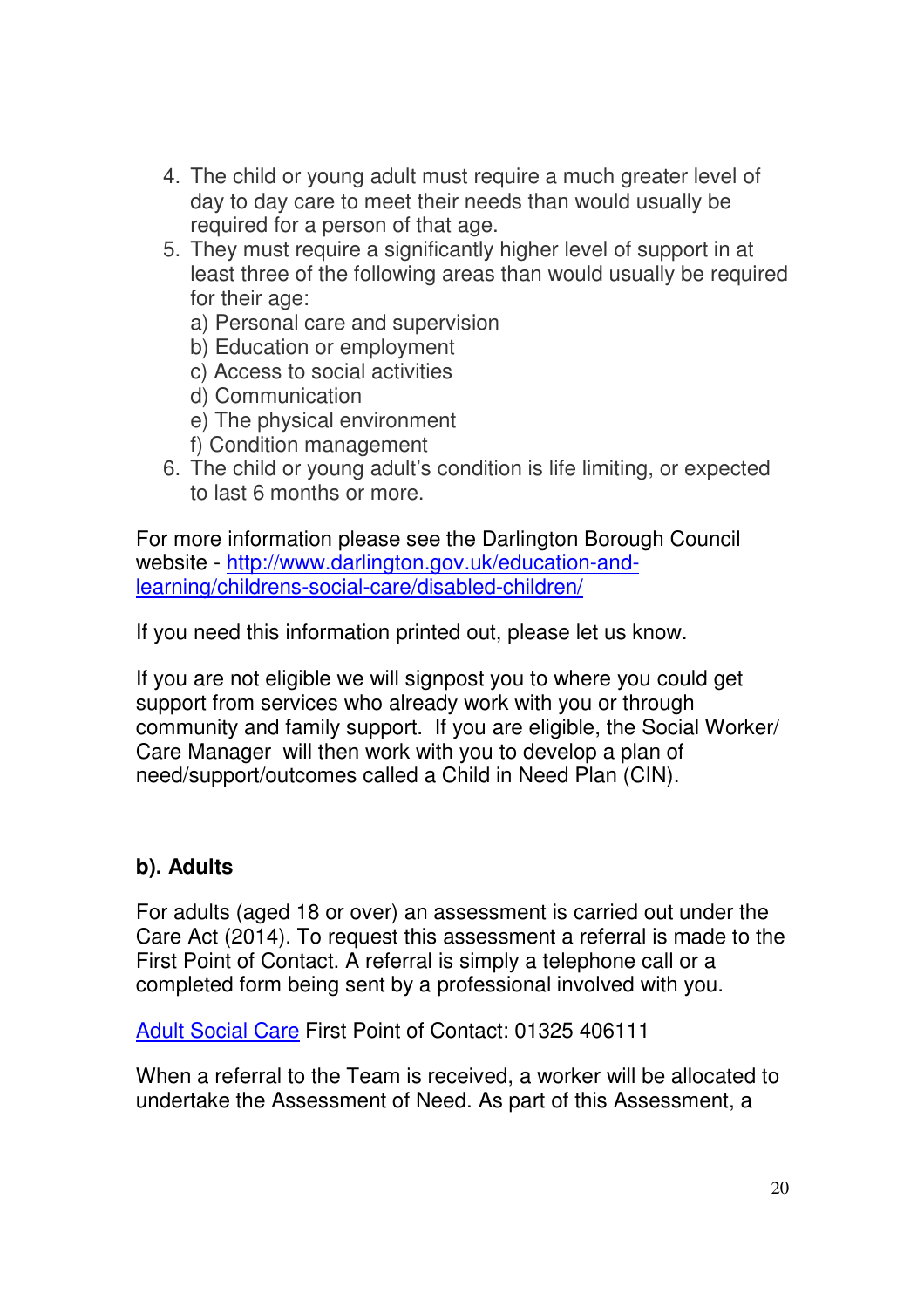4. The child or young adult must require a much greater level of day to day care to meet their needs than would usually be required for a person of that age.
5. They must require a significantly higher level of support in at least three of the following areas than would usually be required for their age:
   a) Personal care and supervision
   b) Education or employment
   c) Access to social activities
   d) Communication
   e) The physical environment
   f) Condition management
6. The child or young adult's condition is life limiting, or expected to last 6 months or more.

For more information please see the Darlington Borough Council website - [http://www.darlington.gov.uk/education-and-learning/childrens-social-care/disabled-children/](http://www.darlington.gov.uk/education-and-learning/childrens-social-care/disabled-children/)

If you need this information printed out, please let us know.

If you are not eligible we will signpost you to where you could get support from services who already work with you or through community and family support. If you are eligible, the Social Worker/ Care Manager will then work with you to develop a plan of need/support/outcomes called a Child in Need Plan (CIN).

**b). Adults**

For adults (aged 18 or over) an assessment is carried out under the Care Act (2014). To request this assessment a referral is made to the First Point of Contact. A referral is simply a telephone call or a completed form being sent by a professional involved with you.

Adult Social Care First Point of Contact: 01325 406111

When a referral to the Team is received, a worker will be allocated to undertake the Assessment of Need. As part of this Assessment, a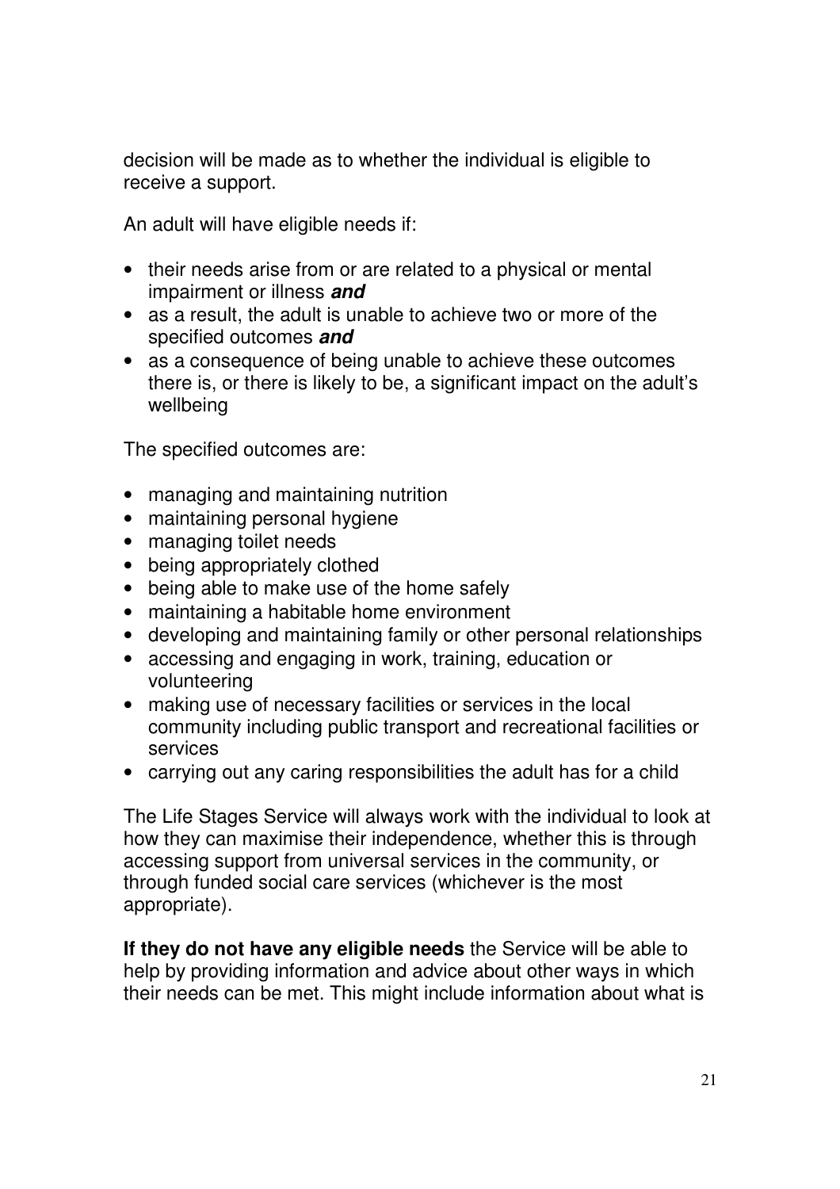decision will be made as to whether the individual is eligible to receive a support.

An adult will have eligible needs if:

- their needs arise from or are related to a physical or mental impairment or illness ***and***
- as a result, the adult is unable to achieve two or more of the specified outcomes ***and***
- as a consequence of being unable to achieve these outcomes there is, or there is likely to be, a significant impact on the adult's wellbeing

The specified outcomes are:

- managing and maintaining nutrition
- maintaining personal hygiene
- managing toilet needs
- being appropriately clothed
- being able to make use of the home safely
- maintaining a habitable home environment
- developing and maintaining family or other personal relationships
- accessing and engaging in work, training, education or volunteering
- making use of necessary facilities or services in the local community including public transport and recreational facilities or services
- carrying out any caring responsibilities the adult has for a child

The Life Stages Service will always work with the individual to look at how they can maximise their independence, whether this is through accessing support from universal services in the community, or through funded social care services (whichever is the most appropriate).

**If they do not have any eligible needs** the Service will be able to help by providing information and advice about other ways in which their needs can be met. This might include information about what is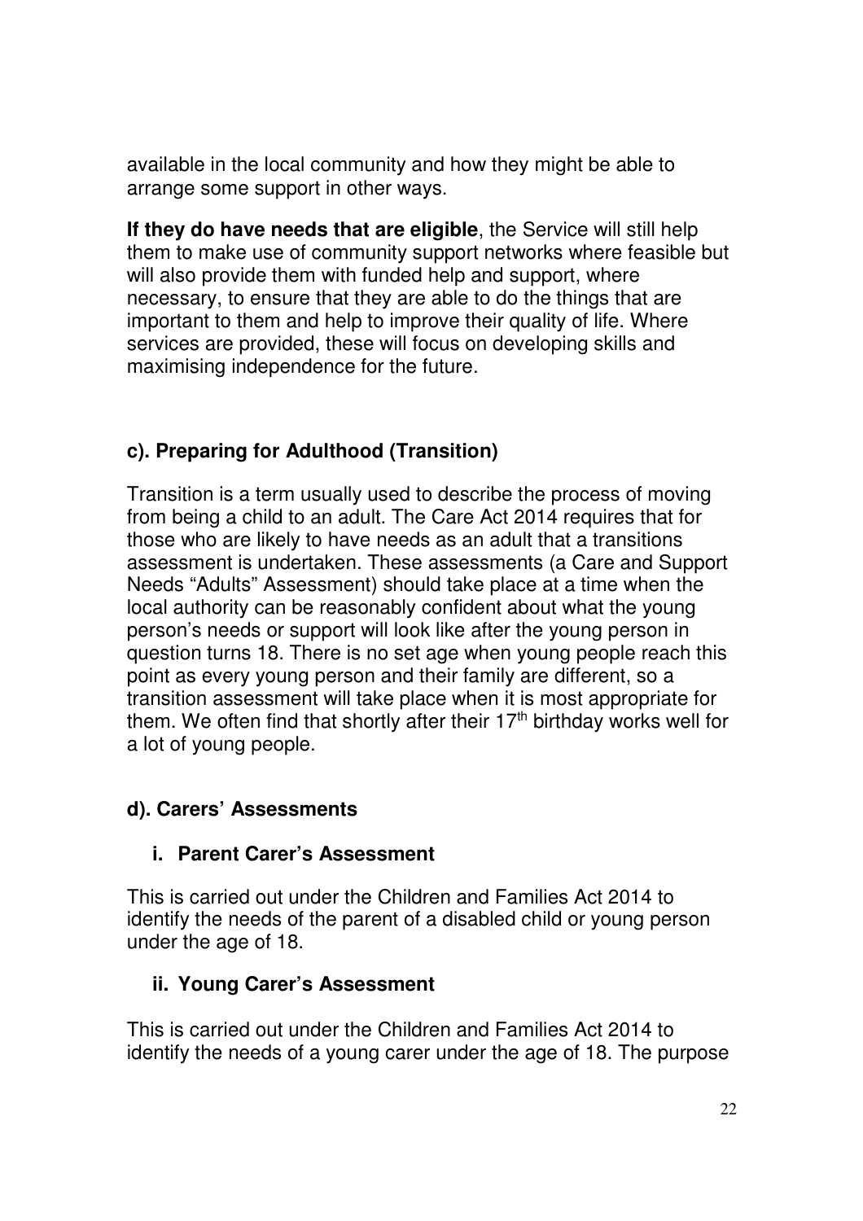available in the local community and how they might be able to arrange some support in other ways.

**If they do have needs that are eligible**, the Service will still help them to make use of community support networks where feasible but will also provide them with funded help and support, where necessary, to ensure that they are able to do the things that are important to them and help to improve their quality of life. Where services are provided, these will focus on developing skills and maximising independence for the future.

### c). Preparing for Adulthood (Transition)

Transition is a term usually used to describe the process of moving from being a child to an adult. The Care Act 2014 requires that for those who are likely to have needs as an adult that a transitions assessment is undertaken. These assessments (a Care and Support Needs "Adults" Assessment) should take place at a time when the local authority can be reasonably confident about what the young person's needs or support will look like after the young person in question turns 18. There is no set age when young people reach this point as every young person and their family are different, so a transition assessment will take place when it is most appropriate for them. We often find that shortly after their 17th birthday works well for a lot of young people.

### d). Carers' Assessments

#### i. Parent Carer's Assessment

This is carried out under the Children and Families Act 2014 to identify the needs of the parent of a disabled child or young person under the age of 18.

#### ii. Young Carer's Assessment

This is carried out under the Children and Families Act 2014 to identify the needs of a young carer under the age of 18. The purpose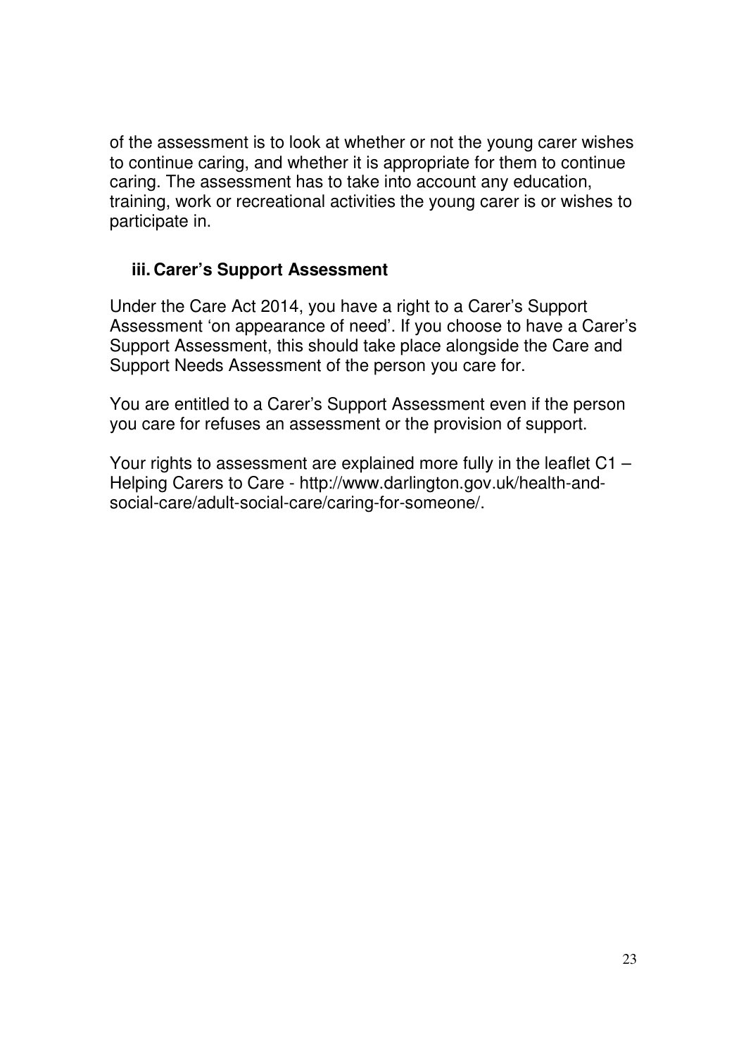of the assessment is to look at whether or not the young carer wishes to continue caring, and whether it is appropriate for them to continue caring. The assessment has to take into account any education, training, work or recreational activities the young carer is or wishes to participate in.

### iii. Carer's Support Assessment

Under the Care Act 2014, you have a right to a Carer's Support Assessment 'on appearance of need'. If you choose to have a Carer's Support Assessment, this should take place alongside the Care and Support Needs Assessment of the person you care for.

You are entitled to a Carer's Support Assessment even if the person you care for refuses an assessment or the provision of support.

Your rights to assessment are explained more fully in the leaflet C1 – Helping Carers to Care - http://www.darlington.gov.uk/health-and-social-care/adult-social-care/caring-for-someone/.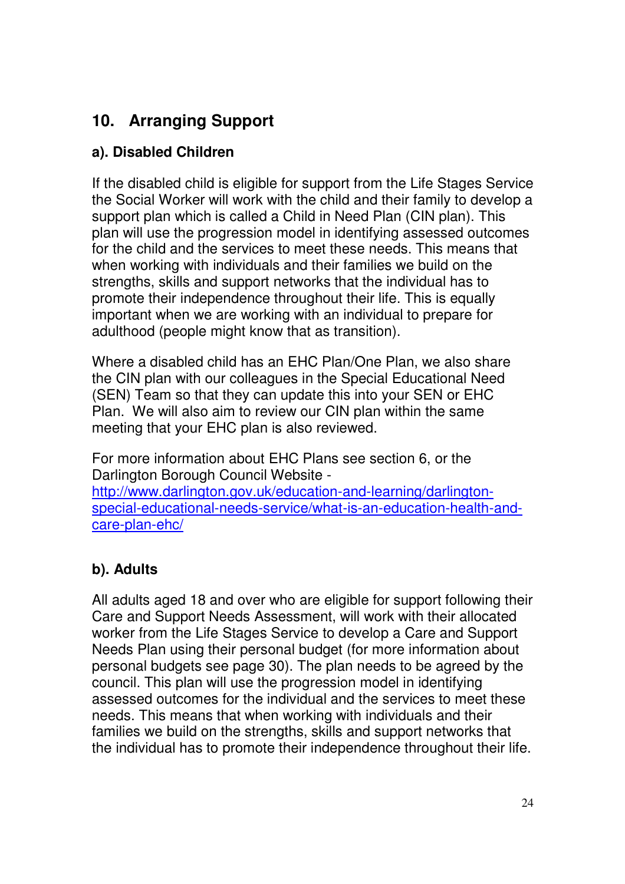## 10. Arranging Support

### a). Disabled Children

If the disabled child is eligible for support from the Life Stages Service the Social Worker will work with the child and their family to develop a support plan which is called a Child in Need Plan (CIN plan). This plan will use the progression model in identifying assessed outcomes for the child and the services to meet these needs. This means that when working with individuals and their families we build on the strengths, skills and support networks that the individual has to promote their independence throughout their life. This is equally important when we are working with an individual to prepare for adulthood (people might know that as transition).

Where a disabled child has an EHC Plan/One Plan, we also share the CIN plan with our colleagues in the Special Educational Need (SEN) Team so that they can update this into your SEN or EHC Plan. We will also aim to review our CIN plan within the same meeting that your EHC plan is also reviewed.

For more information about EHC Plans see section 6, or the Darlington Borough Council Website - [http://www.darlington.gov.uk/education-and-learning/darlington-special-educational-needs-service/what-is-an-education-health-and-care-plan-ehc/](http://www.darlington.gov.uk/education-and-learning/darlington-special-educational-needs-service/what-is-an-education-health-and-care-plan-ehc/)

### b). Adults

All adults aged 18 and over who are eligible for support following their Care and Support Needs Assessment, will work with their allocated worker from the Life Stages Service to develop a Care and Support Needs Plan using their personal budget (for more information about personal budgets see page 30). The plan needs to be agreed by the council. This plan will use the progression model in identifying assessed outcomes for the individual and the services to meet these needs. This means that when working with individuals and their families we build on the strengths, skills and support networks that the individual has to promote their independence throughout their life.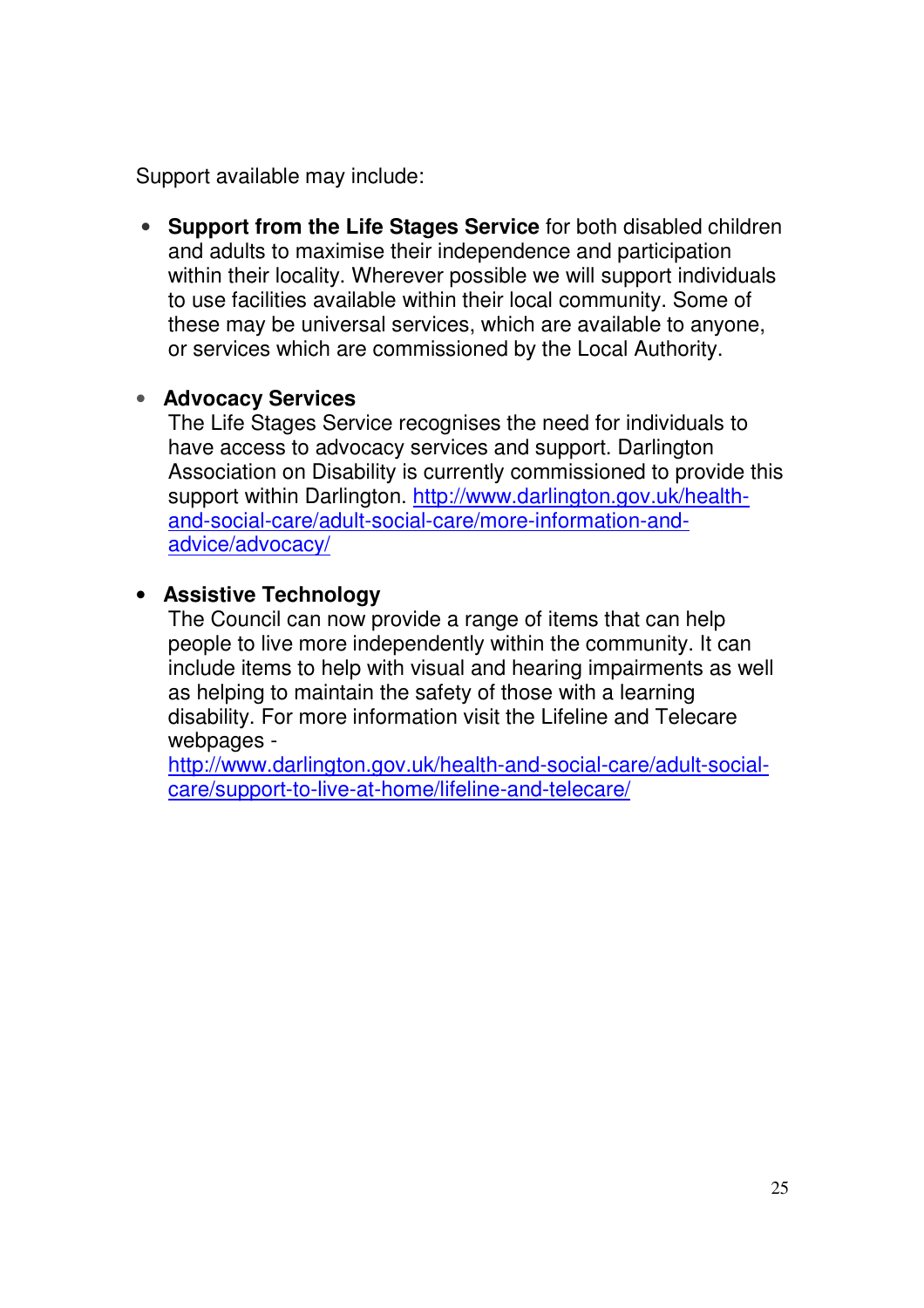Support available may include:

- **Support from the Life Stages Service** for both disabled children and adults to maximise their independence and participation within their locality. Wherever possible we will support individuals to use facilities available within their local community. Some of these may be universal services, which are available to anyone, or services which are commissioned by the Local Authority.

- **Advocacy Services**
  The Life Stages Service recognises the need for individuals to have access to advocacy services and support. Darlington Association on Disability is currently commissioned to provide this support within Darlington. http://www.darlington.gov.uk/health-and-social-care/adult-social-care/more-information-and-advice/advocacy/

- **Assistive Technology**
  The Council can now provide a range of items that can help people to live more independently within the community. It can include items to help with visual and hearing impairments as well as helping to maintain the safety of those with a learning disability. For more information visit the Lifeline and Telecare webpages - http://www.darlington.gov.uk/health-and-social-care/adult-social-care/support-to-live-at-home/lifeline-and-telecare/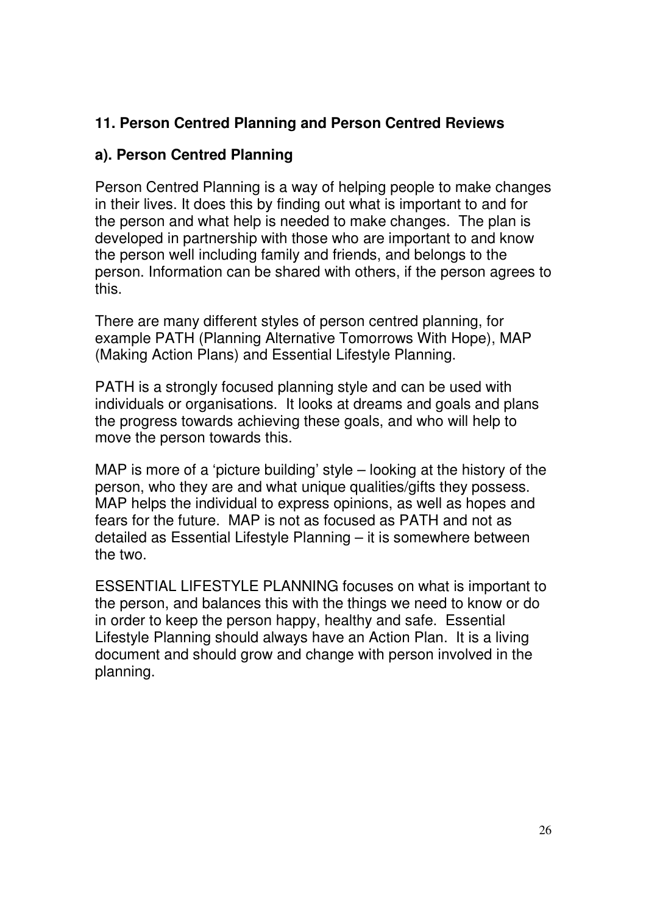## 11. Person Centred Planning and Person Centred Reviews

### a). Person Centred Planning

Person Centred Planning is a way of helping people to make changes in their lives. It does this by finding out what is important to and for the person and what help is needed to make changes. The plan is developed in partnership with those who are important to and know the person well including family and friends, and belongs to the person. Information can be shared with others, if the person agrees to this.

There are many different styles of person centred planning, for example PATH (Planning Alternative Tomorrows With Hope), MAP (Making Action Plans) and Essential Lifestyle Planning.

PATH is a strongly focused planning style and can be used with individuals or organisations. It looks at dreams and goals and plans the progress towards achieving these goals, and who will help to move the person towards this.

MAP is more of a 'picture building' style – looking at the history of the person, who they are and what unique qualities/gifts they possess. MAP helps the individual to express opinions, as well as hopes and fears for the future. MAP is not as focused as PATH and not as detailed as Essential Lifestyle Planning – it is somewhere between the two.

ESSENTIAL LIFESTYLE PLANNING focuses on what is important to the person, and balances this with the things we need to know or do in order to keep the person happy, healthy and safe. Essential Lifestyle Planning should always have an Action Plan. It is a living document and should grow and change with person involved in the planning.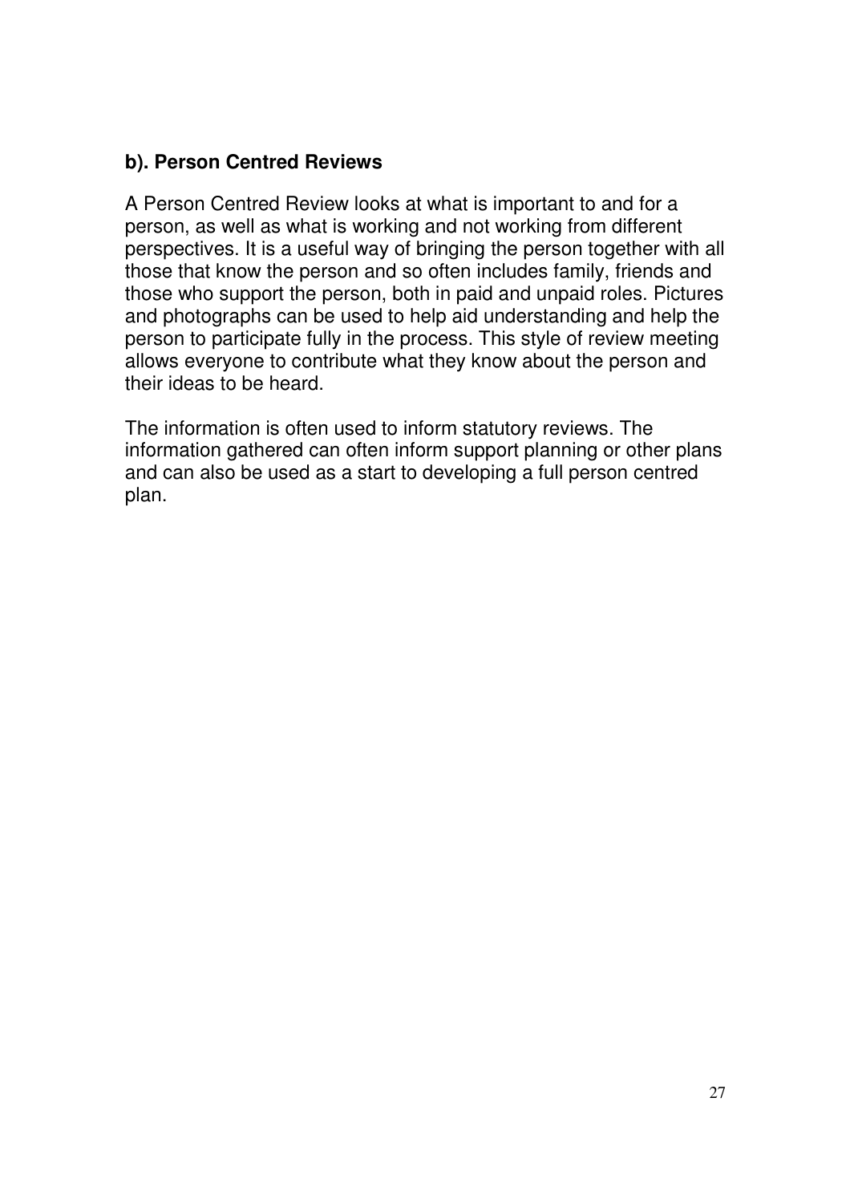### b). Person Centred Reviews

A Person Centred Review looks at what is important to and for a person, as well as what is working and not working from different perspectives. It is a useful way of bringing the person together with all those that know the person and so often includes family, friends and those who support the person, both in paid and unpaid roles. Pictures and photographs can be used to help aid understanding and help the person to participate fully in the process. This style of review meeting allows everyone to contribute what they know about the person and their ideas to be heard.

The information is often used to inform statutory reviews. The information gathered can often inform support planning or other plans and can also be used as a start to developing a full person centred plan.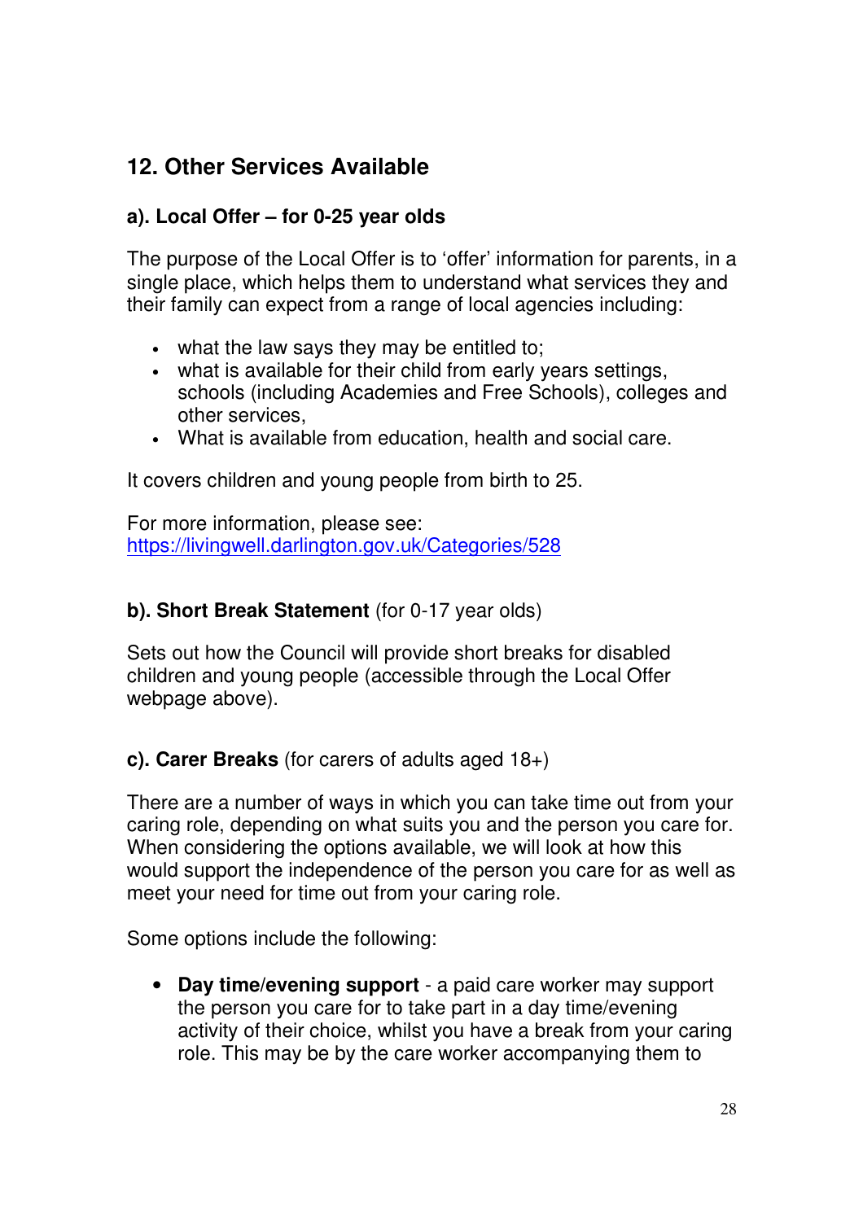## 12. Other Services Available

### a). Local Offer – for 0-25 year olds

The purpose of the Local Offer is to 'offer' information for parents, in a single place, which helps them to understand what services they and their family can expect from a range of local agencies including:

- what the law says they may be entitled to;
- what is available for their child from early years settings, schools (including Academies and Free Schools), colleges and other services,
- What is available from education, health and social care.

It covers children and young people from birth to 25.

For more information, please see:
https://livingwell.darlington.gov.uk/Categories/528

### b). Short Break Statement (for 0-17 year olds)

Sets out how the Council will provide short breaks for disabled children and young people (accessible through the Local Offer webpage above).

### c). Carer Breaks (for carers of adults aged 18+)

There are a number of ways in which you can take time out from your caring role, depending on what suits you and the person you care for. When considering the options available, we will look at how this would support the independence of the person you care for as well as meet your need for time out from your caring role.

Some options include the following:

- **Day time/evening support** - a paid care worker may support the person you care for to take part in a day time/evening activity of their choice, whilst you have a break from your caring role. This may be by the care worker accompanying them to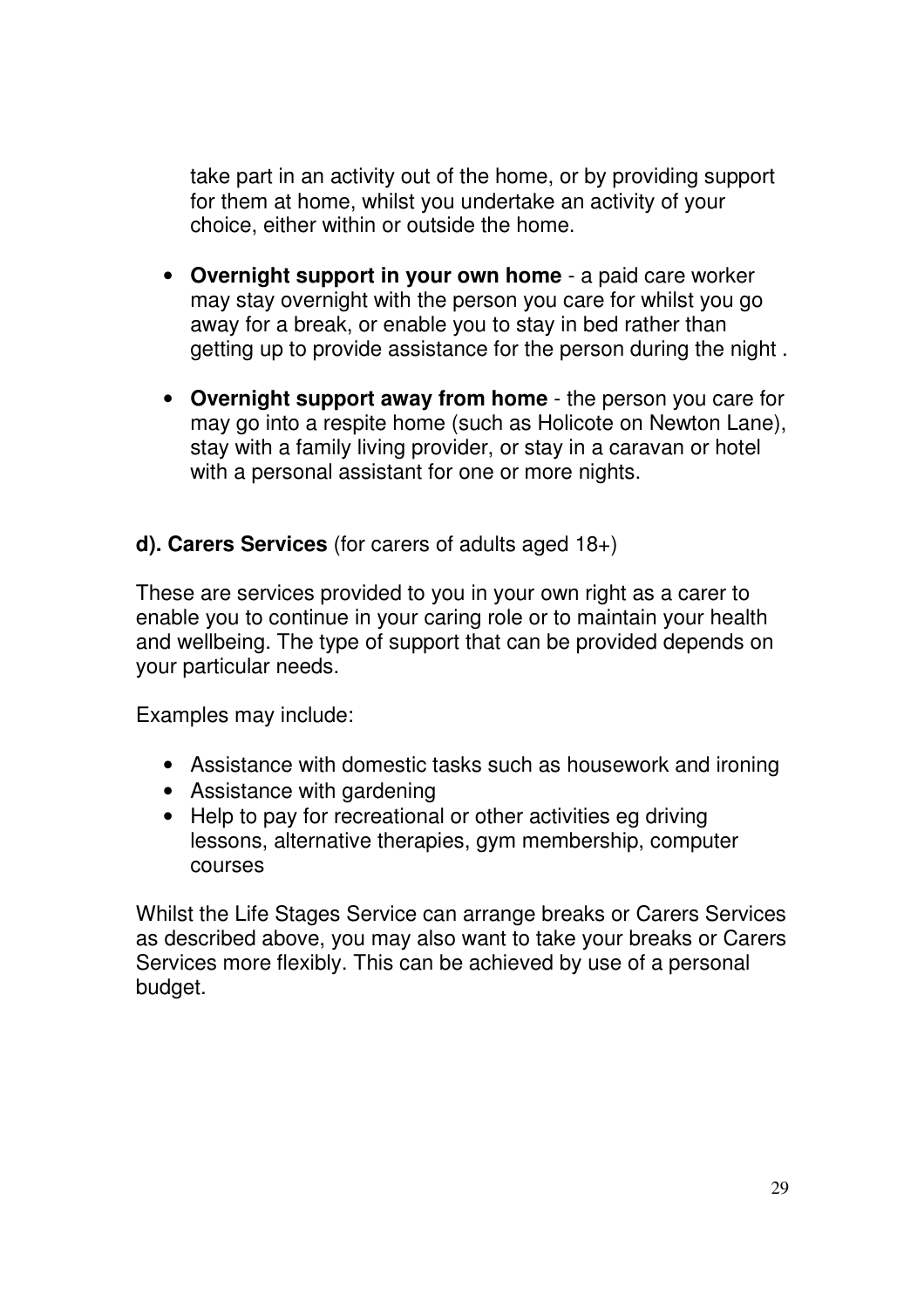take part in an activity out of the home, or by providing support for them at home, whilst you undertake an activity of your choice, either within or outside the home.

- **Overnight support in your own home** - a paid care worker may stay overnight with the person you care for whilst you go away for a break, or enable you to stay in bed rather than getting up to provide assistance for the person during the night .

- **Overnight support away from home** - the person you care for may go into a respite home (such as Holicote on Newton Lane), stay with a family living provider, or stay in a caravan or hotel with a personal assistant for one or more nights.

**d). Carers Services** (for carers of adults aged 18+)

These are services provided to you in your own right as a carer to enable you to continue in your caring role or to maintain your health and wellbeing. The type of support that can be provided depends on your particular needs.

Examples may include:

- Assistance with domestic tasks such as housework and ironing
- Assistance with gardening
- Help to pay for recreational or other activities eg driving lessons, alternative therapies, gym membership, computer courses

Whilst the Life Stages Service can arrange breaks or Carers Services as described above, you may also want to take your breaks or Carers Services more flexibly. This can be achieved by use of a personal budget.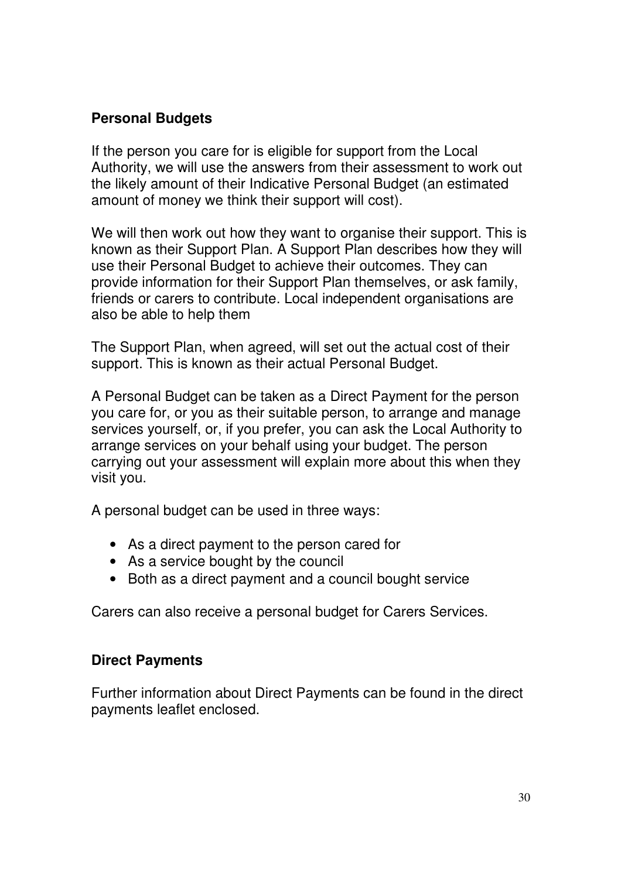## Personal Budgets

If the person you care for is eligible for support from the Local Authority, we will use the answers from their assessment to work out the likely amount of their Indicative Personal Budget (an estimated amount of money we think their support will cost).

We will then work out how they want to organise their support. This is known as their Support Plan. A Support Plan describes how they will use their Personal Budget to achieve their outcomes. They can provide information for their Support Plan themselves, or ask family, friends or carers to contribute. Local independent organisations are also be able to help them

The Support Plan, when agreed, will set out the actual cost of their support. This is known as their actual Personal Budget.

A Personal Budget can be taken as a Direct Payment for the person you care for, or you as their suitable person, to arrange and manage services yourself, or, if you prefer, you can ask the Local Authority to arrange services on your behalf using your budget. The person carrying out your assessment will explain more about this when they visit you.

A personal budget can be used in three ways:

- As a direct payment to the person cared for
- As a service bought by the council
- Both as a direct payment and a council bought service

Carers can also receive a personal budget for Carers Services.

## Direct Payments

Further information about Direct Payments can be found in the direct payments leaflet enclosed.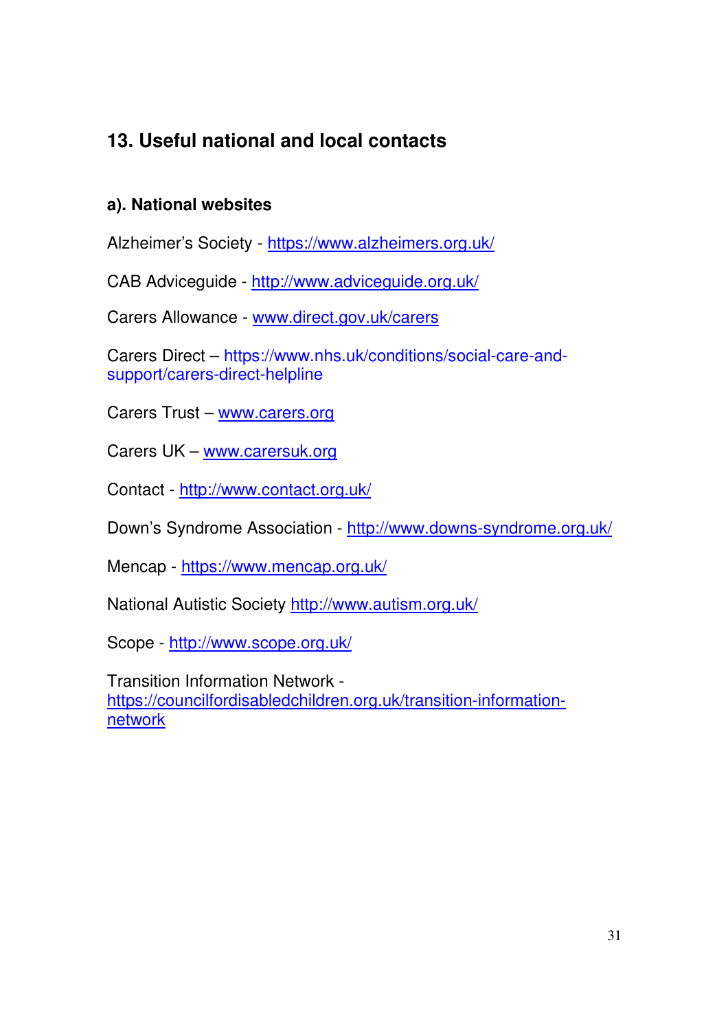## 13. Useful national and local contacts

### a). National websites

Alzheimer's Society - https://www.alzheimers.org.uk/

CAB Adviceguide - http://www.adviceguide.org.uk/

Carers Allowance - www.direct.gov.uk/carers

Carers Direct – https://www.nhs.uk/conditions/social-care-and-support/carers-direct-helpline

Carers Trust – www.carers.org

Carers UK – www.carersuk.org

Contact - http://www.contact.org.uk/

Down's Syndrome Association - http://www.downs-syndrome.org.uk/

Mencap - https://www.mencap.org.uk/

National Autistic Society http://www.autism.org.uk/

Scope - http://www.scope.org.uk/

Transition Information Network - https://councilfordisabledchildren.org.uk/transition-information-network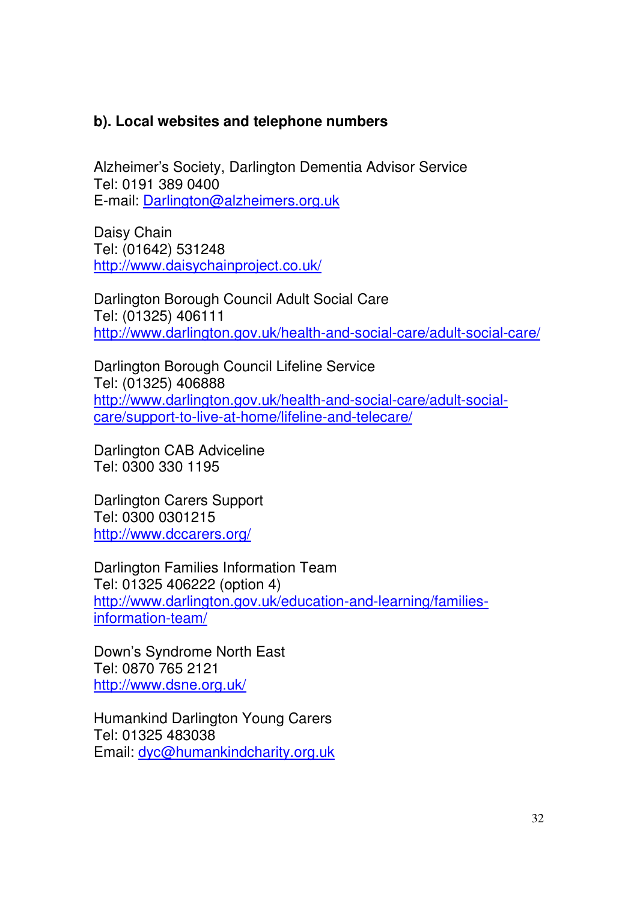### b). Local websites and telephone numbers

Alzheimer's Society, Darlington Dementia Advisor Service
Tel: 0191 389 0400
E-mail: Darlington@alzheimers.org.uk

Daisy Chain
Tel: (01642) 531248
http://www.daisychainproject.co.uk/

Darlington Borough Council Adult Social Care
Tel: (01325) 406111
http://www.darlington.gov.uk/health-and-social-care/adult-social-care/

Darlington Borough Council Lifeline Service
Tel: (01325) 406888
http://www.darlington.gov.uk/health-and-social-care/adult-social-care/support-to-live-at-home/lifeline-and-telecare/

Darlington CAB Adviceline
Tel: 0300 330 1195

Darlington Carers Support
Tel: 0300 0301215
http://www.dccarers.org/

Darlington Families Information Team
Tel: 01325 406222 (option 4)
http://www.darlington.gov.uk/education-and-learning/families-information-team/

Down's Syndrome North East
Tel: 0870 765 2121
http://www.dsne.org.uk/

Humankind Darlington Young Carers
Tel: 01325 483038
Email: dyc@humankindcharity.org.uk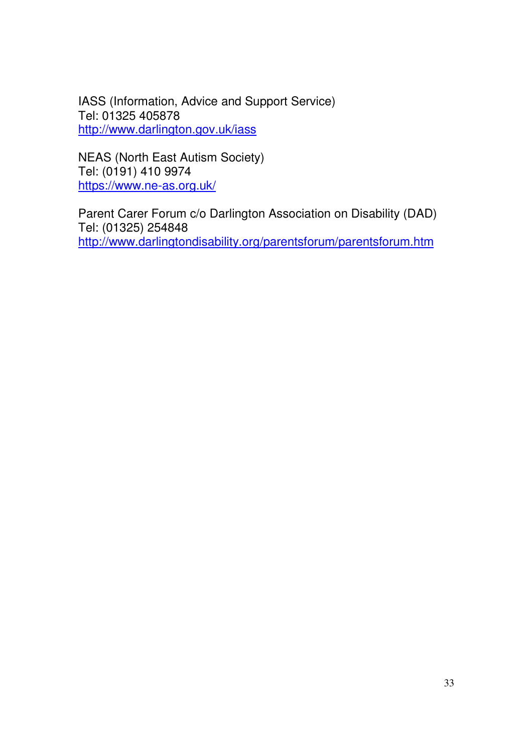IASS (Information, Advice and Support Service)
Tel: 01325 405878
http://www.darlington.gov.uk/iass

NEAS (North East Autism Society)
Tel: (0191) 410 9974
https://www.ne-as.org.uk/

Parent Carer Forum c/o Darlington Association on Disability (DAD)
Tel: (01325) 254848
http://www.darlingtondisability.org/parentsforum/parentsforum.htm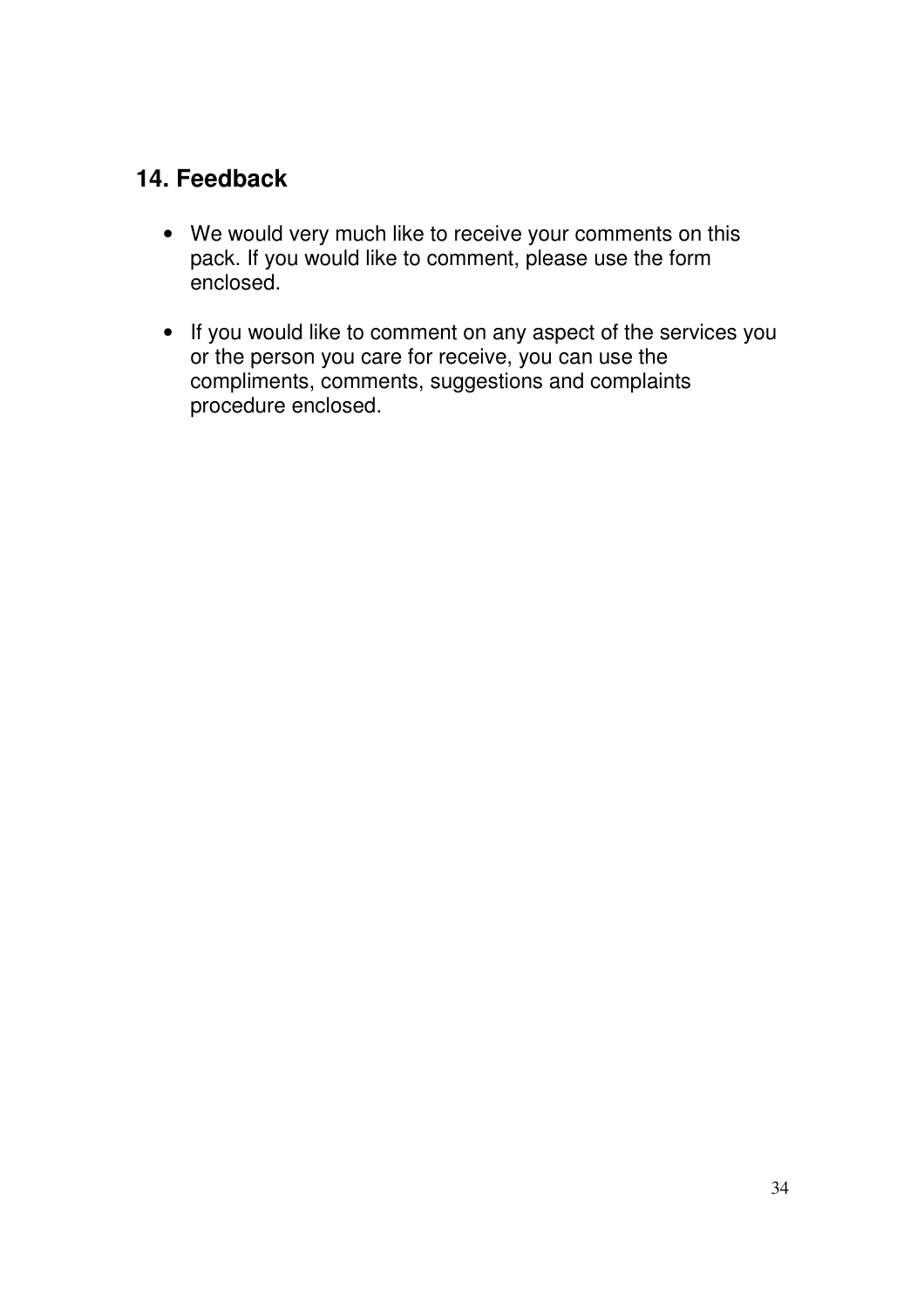## 14. Feedback

- We would very much like to receive your comments on this pack. If you would like to comment, please use the form enclosed.

- If you would like to comment on any aspect of the services you or the person you care for receive, you can use the compliments, comments, suggestions and complaints procedure enclosed.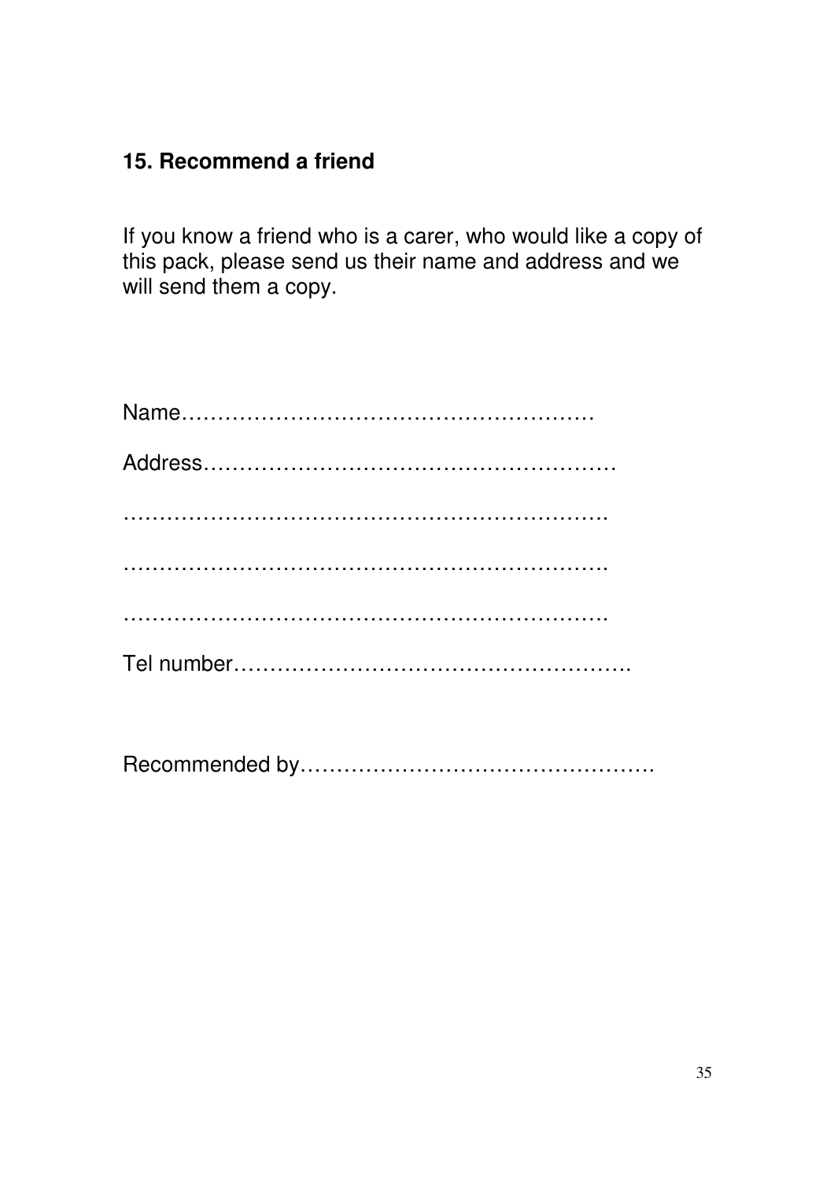## 15. Recommend a friend

If you know a friend who is a carer, who would like a copy of this pack, please send us their name and address and we will send them a copy.

Name…………………………………………………

Address…………………………………………………

………………………………………………………….

………………………………………………………….

………………………………………………………….

Tel number……………………………………………….

Recommended by………………………………………….